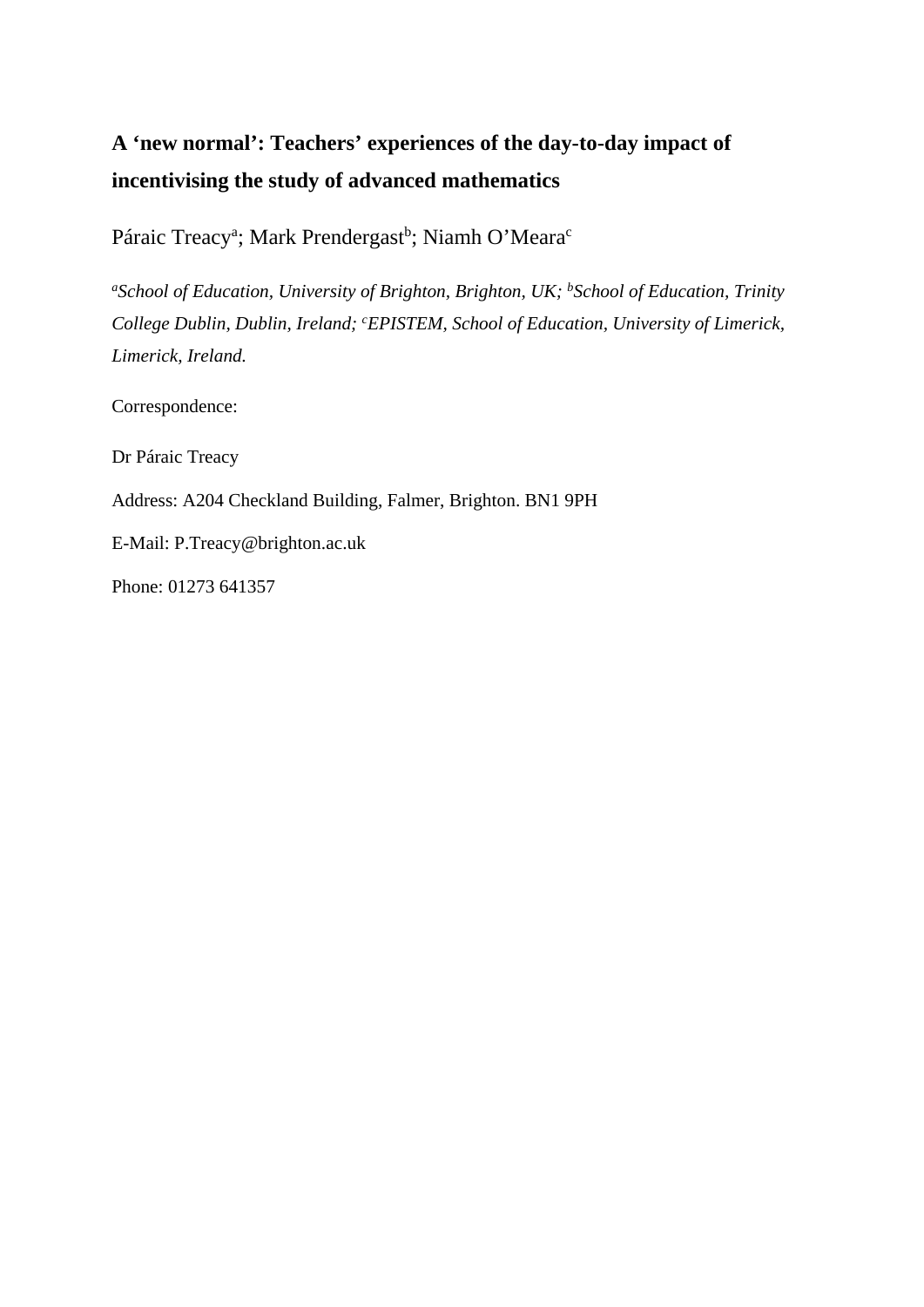# A 'new normal': Teachers' experiences of the day-to-day impact of incentivising the study of advanced mathematics

Páraic Treacy[a]; Mark Prendergast[b]; Niamh O'Meara[c]

[a]*School of Education, University of Brighton, Brighton, UK;* [b]*School of Education, Trinity College Dublin, Dublin, Ireland;* [c]*EPISTEM, School of Education, University of Limerick, Limerick, Ireland.*

Correspondence:

Dr Páraic Treacy

Address: A204 Checkland Building, Falmer, Brighton. BN1 9PH

E-Mail: P.Treacy@brighton.ac.uk

Phone: 01273 641357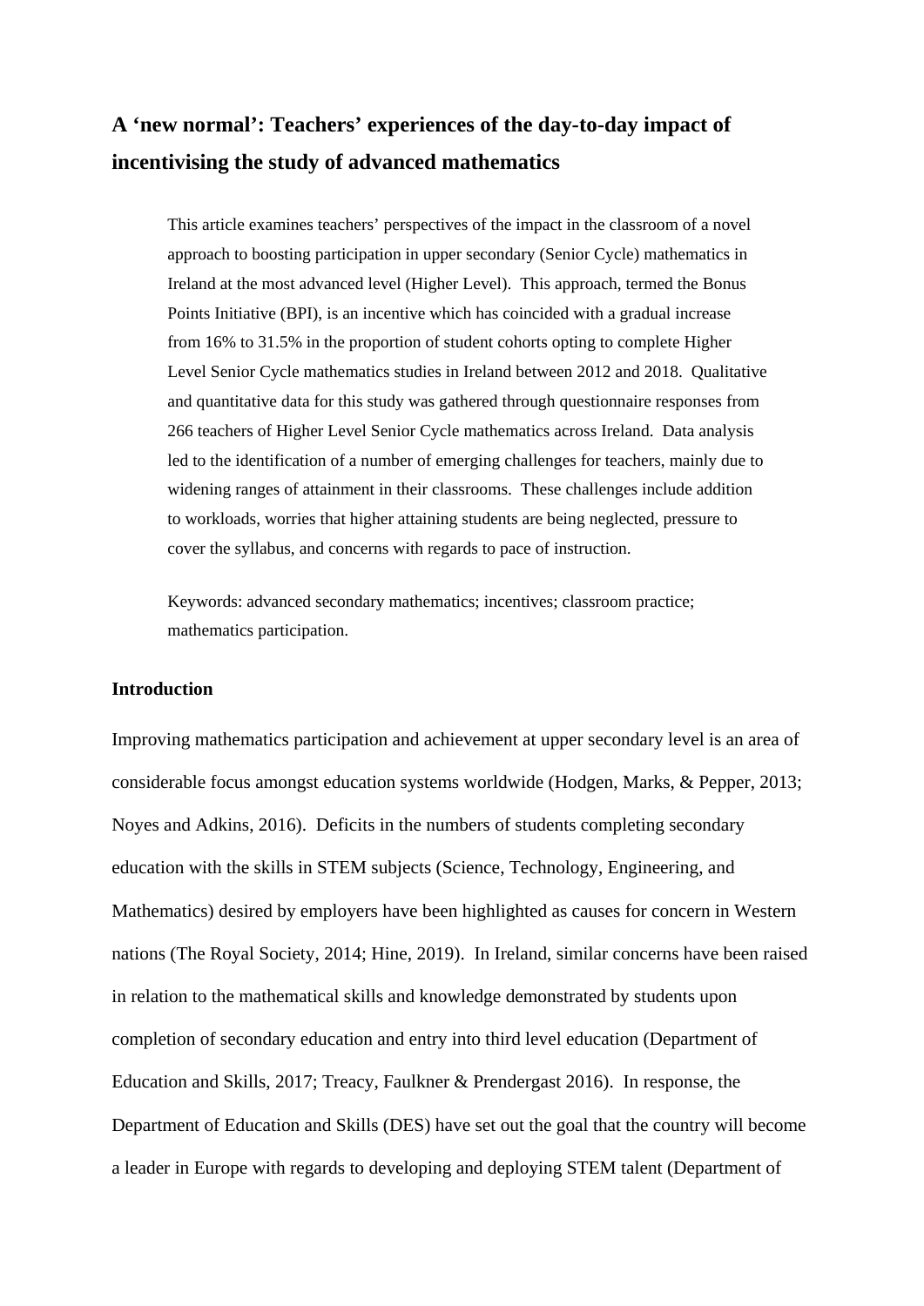## A 'new normal': Teachers' experiences of the day-to-day impact of incentivising the study of advanced mathematics

This article examines teachers' perspectives of the impact in the classroom of a novel approach to boosting participation in upper secondary (Senior Cycle) mathematics in Ireland at the most advanced level (Higher Level). This approach, termed the Bonus Points Initiative (BPI), is an incentive which has coincided with a gradual increase from 16% to 31.5% in the proportion of student cohorts opting to complete Higher Level Senior Cycle mathematics studies in Ireland between 2012 and 2018. Qualitative and quantitative data for this study was gathered through questionnaire responses from 266 teachers of Higher Level Senior Cycle mathematics across Ireland. Data analysis led to the identification of a number of emerging challenges for teachers, mainly due to widening ranges of attainment in their classrooms. These challenges include addition to workloads, worries that higher attaining students are being neglected, pressure to cover the syllabus, and concerns with regards to pace of instruction.

Keywords: advanced secondary mathematics; incentives; classroom practice; mathematics participation.

### Introduction

Improving mathematics participation and achievement at upper secondary level is an area of considerable focus amongst education systems worldwide (Hodgen, Marks, & Pepper, 2013; Noyes and Adkins, 2016). Deficits in the numbers of students completing secondary education with the skills in STEM subjects (Science, Technology, Engineering, and Mathematics) desired by employers have been highlighted as causes for concern in Western nations (The Royal Society, 2014; Hine, 2019). In Ireland, similar concerns have been raised in relation to the mathematical skills and knowledge demonstrated by students upon completion of secondary education and entry into third level education (Department of Education and Skills, 2017; Treacy, Faulkner & Prendergast 2016). In response, the Department of Education and Skills (DES) have set out the goal that the country will become a leader in Europe with regards to developing and deploying STEM talent (Department of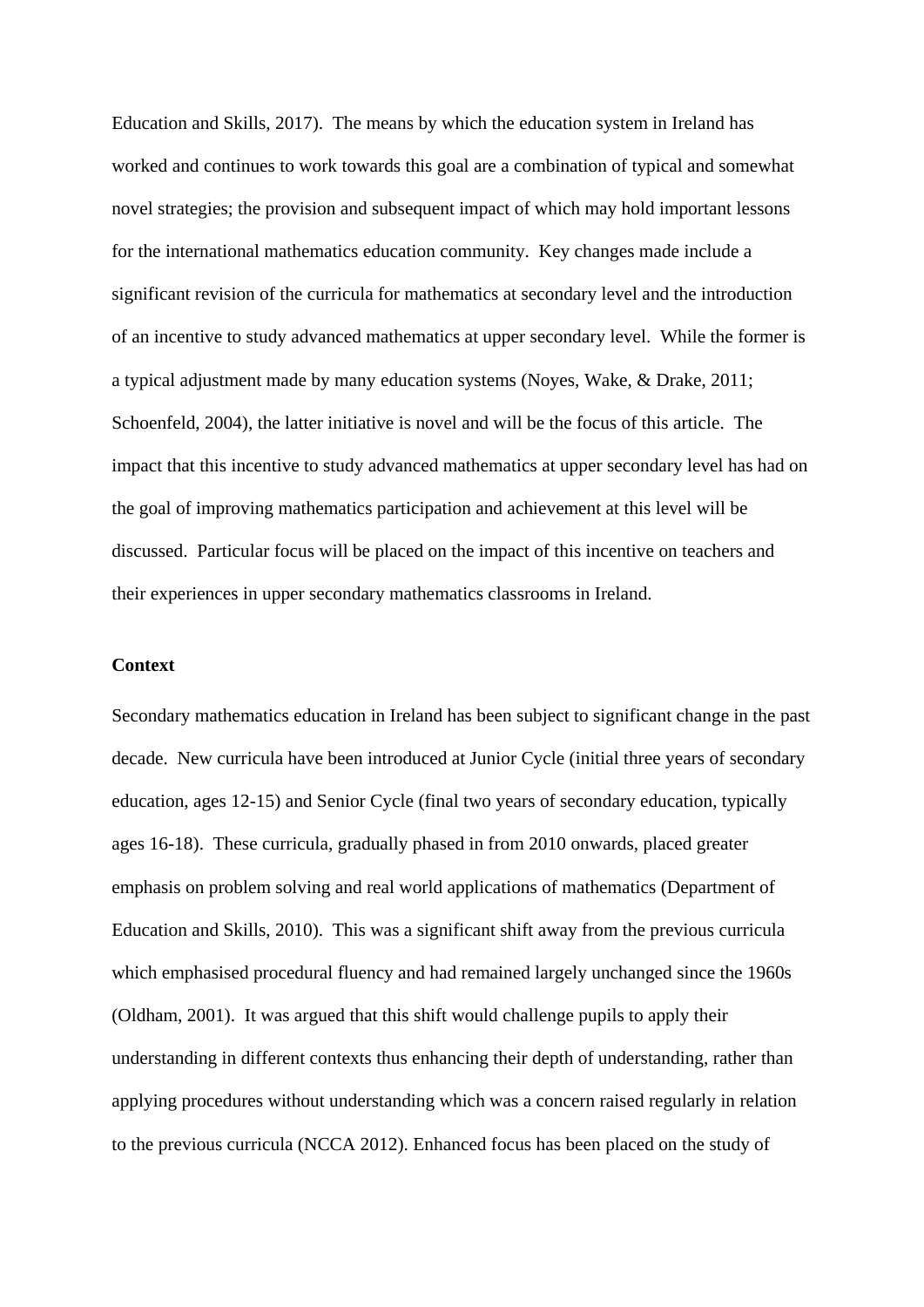Education and Skills, 2017). The means by which the education system in Ireland has worked and continues to work towards this goal are a combination of typical and somewhat novel strategies; the provision and subsequent impact of which may hold important lessons for the international mathematics education community. Key changes made include a significant revision of the curricula for mathematics at secondary level and the introduction of an incentive to study advanced mathematics at upper secondary level. While the former is a typical adjustment made by many education systems (Noyes, Wake, & Drake, 2011; Schoenfeld, 2004), the latter initiative is novel and will be the focus of this article. The impact that this incentive to study advanced mathematics at upper secondary level has had on the goal of improving mathematics participation and achievement at this level will be discussed. Particular focus will be placed on the impact of this incentive on teachers and their experiences in upper secondary mathematics classrooms in Ireland.

## Context

Secondary mathematics education in Ireland has been subject to significant change in the past decade. New curricula have been introduced at Junior Cycle (initial three years of secondary education, ages 12-15) and Senior Cycle (final two years of secondary education, typically ages 16-18). These curricula, gradually phased in from 2010 onwards, placed greater emphasis on problem solving and real world applications of mathematics (Department of Education and Skills, 2010). This was a significant shift away from the previous curricula which emphasised procedural fluency and had remained largely unchanged since the 1960s (Oldham, 2001). It was argued that this shift would challenge pupils to apply their understanding in different contexts thus enhancing their depth of understanding, rather than applying procedures without understanding which was a concern raised regularly in relation to the previous curricula (NCCA 2012). Enhanced focus has been placed on the study of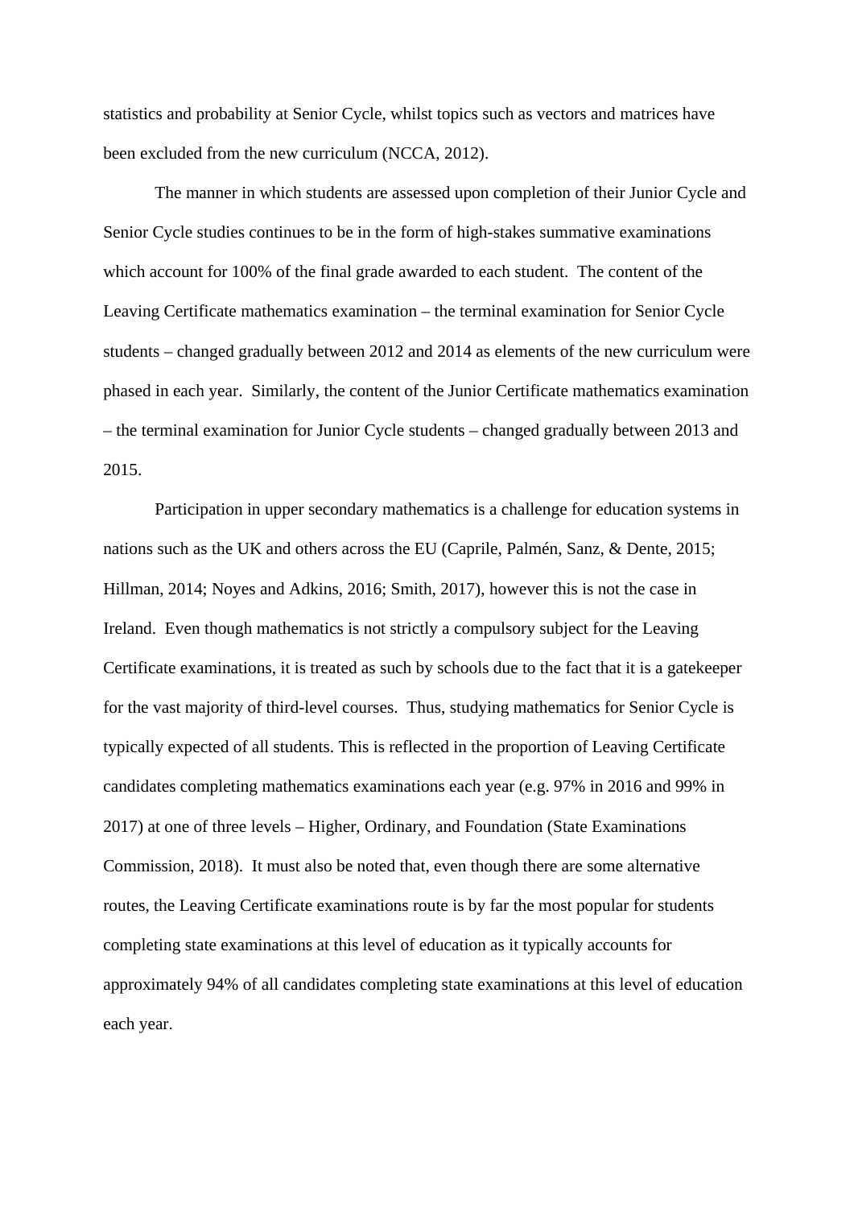statistics and probability at Senior Cycle, whilst topics such as vectors and matrices have been excluded from the new curriculum (NCCA, 2012).

The manner in which students are assessed upon completion of their Junior Cycle and Senior Cycle studies continues to be in the form of high-stakes summative examinations which account for 100% of the final grade awarded to each student. The content of the Leaving Certificate mathematics examination – the terminal examination for Senior Cycle students – changed gradually between 2012 and 2014 as elements of the new curriculum were phased in each year. Similarly, the content of the Junior Certificate mathematics examination – the terminal examination for Junior Cycle students – changed gradually between 2013 and 2015.

Participation in upper secondary mathematics is a challenge for education systems in nations such as the UK and others across the EU (Caprile, Palmén, Sanz, & Dente, 2015; Hillman, 2014; Noyes and Adkins, 2016; Smith, 2017), however this is not the case in Ireland. Even though mathematics is not strictly a compulsory subject for the Leaving Certificate examinations, it is treated as such by schools due to the fact that it is a gatekeeper for the vast majority of third-level courses. Thus, studying mathematics for Senior Cycle is typically expected of all students. This is reflected in the proportion of Leaving Certificate candidates completing mathematics examinations each year (e.g. 97% in 2016 and 99% in 2017) at one of three levels – Higher, Ordinary, and Foundation (State Examinations Commission, 2018). It must also be noted that, even though there are some alternative routes, the Leaving Certificate examinations route is by far the most popular for students completing state examinations at this level of education as it typically accounts for approximately 94% of all candidates completing state examinations at this level of education each year.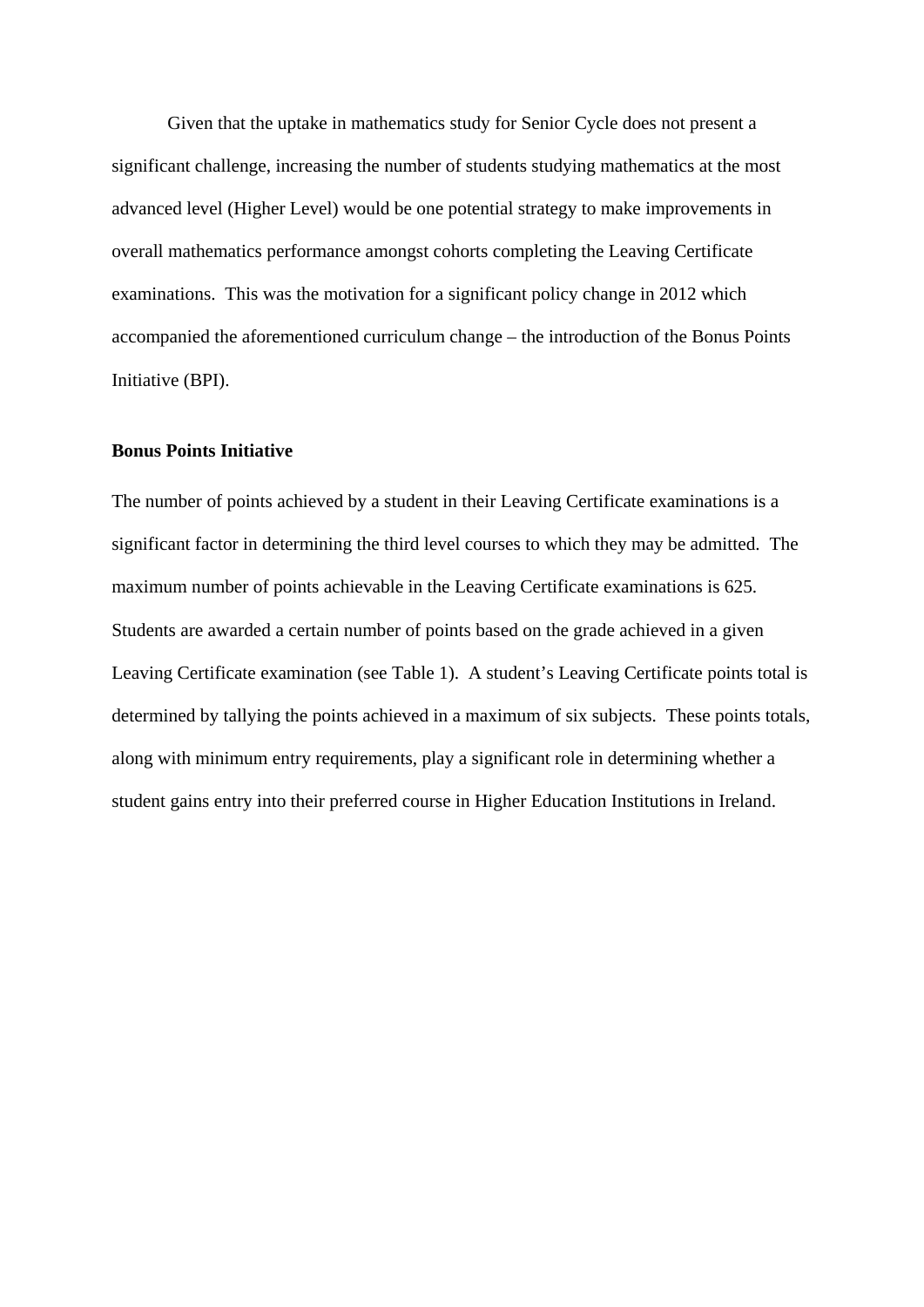Given that the uptake in mathematics study for Senior Cycle does not present a significant challenge, increasing the number of students studying mathematics at the most advanced level (Higher Level) would be one potential strategy to make improvements in overall mathematics performance amongst cohorts completing the Leaving Certificate examinations. This was the motivation for a significant policy change in 2012 which accompanied the aforementioned curriculum change – the introduction of the Bonus Points Initiative (BPI).

**Bonus Points Initiative**

The number of points achieved by a student in their Leaving Certificate examinations is a significant factor in determining the third level courses to which they may be admitted. The maximum number of points achievable in the Leaving Certificate examinations is 625. Students are awarded a certain number of points based on the grade achieved in a given Leaving Certificate examination (see Table 1). A student's Leaving Certificate points total is determined by tallying the points achieved in a maximum of six subjects. These points totals, along with minimum entry requirements, play a significant role in determining whether a student gains entry into their preferred course in Higher Education Institutions in Ireland.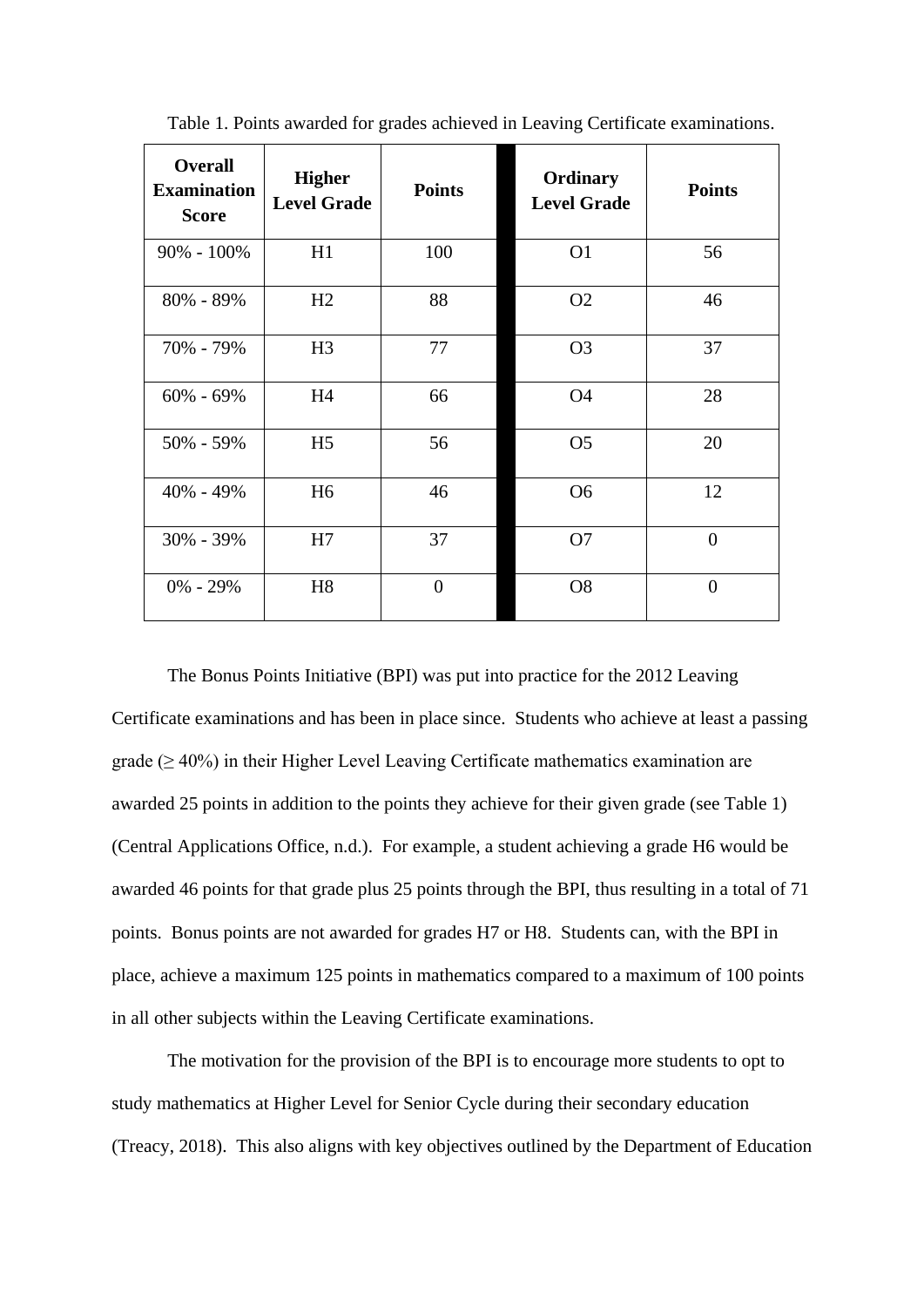Table 1. Points awarded for grades achieved in Leaving Certificate examinations.

| Overall Examination Score | Higher Level Grade | Points | Ordinary Level Grade | Points |
|---|---|---|---|---|
| 90% - 100% | H1 | 100 | O1 | 56 |
| 80% - 89% | H2 | 88 | O2 | 46 |
| 70% - 79% | H3 | 77 | O3 | 37 |
| 60% - 69% | H4 | 66 | O4 | 28 |
| 50% - 59% | H5 | 56 | O5 | 20 |
| 40% - 49% | H6 | 46 | O6 | 12 |
| 30% - 39% | H7 | 37 | O7 | 0 |
| 0% - 29% | H8 | 0 | O8 | 0 |

The Bonus Points Initiative (BPI) was put into practice for the 2012 Leaving Certificate examinations and has been in place since. Students who achieve at least a passing grade ($\geq$ 40%) in their Higher Level Leaving Certificate mathematics examination are awarded 25 points in addition to the points they achieve for their given grade (see Table 1) (Central Applications Office, n.d.). For example, a student achieving a grade H6 would be awarded 46 points for that grade plus 25 points through the BPI, thus resulting in a total of 71 points. Bonus points are not awarded for grades H7 or H8. Students can, with the BPI in place, achieve a maximum 125 points in mathematics compared to a maximum of 100 points in all other subjects within the Leaving Certificate examinations.

The motivation for the provision of the BPI is to encourage more students to opt to study mathematics at Higher Level for Senior Cycle during their secondary education (Treacy, 2018). This also aligns with key objectives outlined by the Department of Education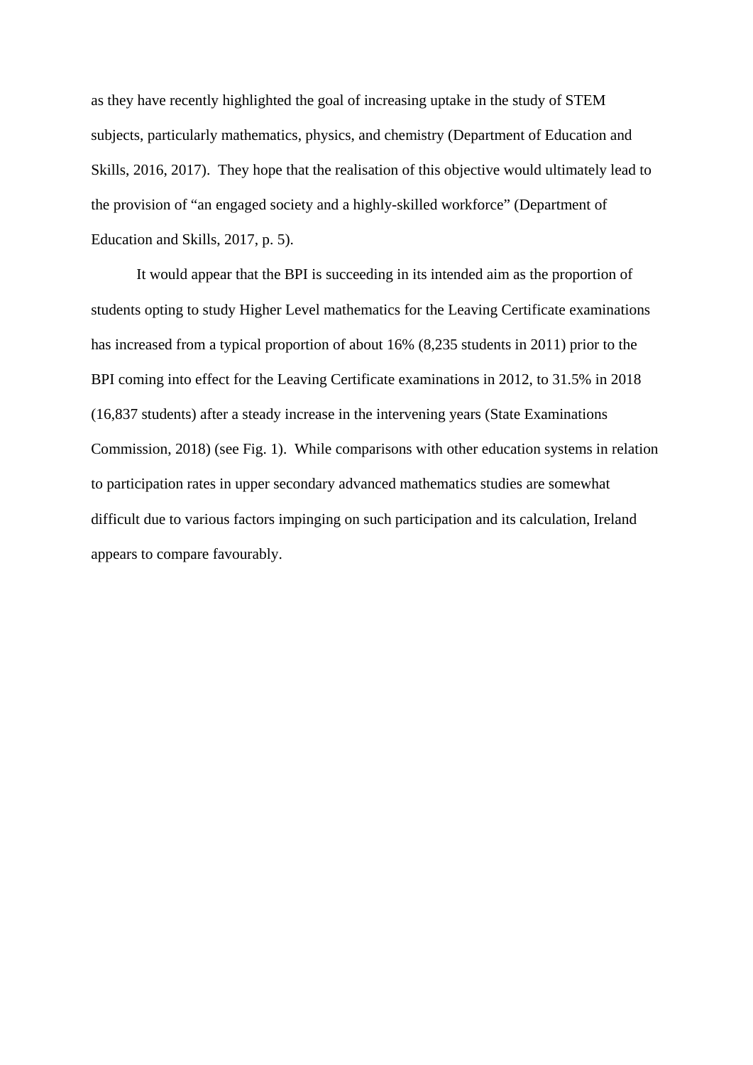as they have recently highlighted the goal of increasing uptake in the study of STEM subjects, particularly mathematics, physics, and chemistry (Department of Education and Skills, 2016, 2017). They hope that the realisation of this objective would ultimately lead to the provision of "an engaged society and a highly-skilled workforce" (Department of Education and Skills, 2017, p. 5).

It would appear that the BPI is succeeding in its intended aim as the proportion of students opting to study Higher Level mathematics for the Leaving Certificate examinations has increased from a typical proportion of about 16% (8,235 students in 2011) prior to the BPI coming into effect for the Leaving Certificate examinations in 2012, to 31.5% in 2018 (16,837 students) after a steady increase in the intervening years (State Examinations Commission, 2018) (see Fig. 1). While comparisons with other education systems in relation to participation rates in upper secondary advanced mathematics studies are somewhat difficult due to various factors impinging on such participation and its calculation, Ireland appears to compare favourably.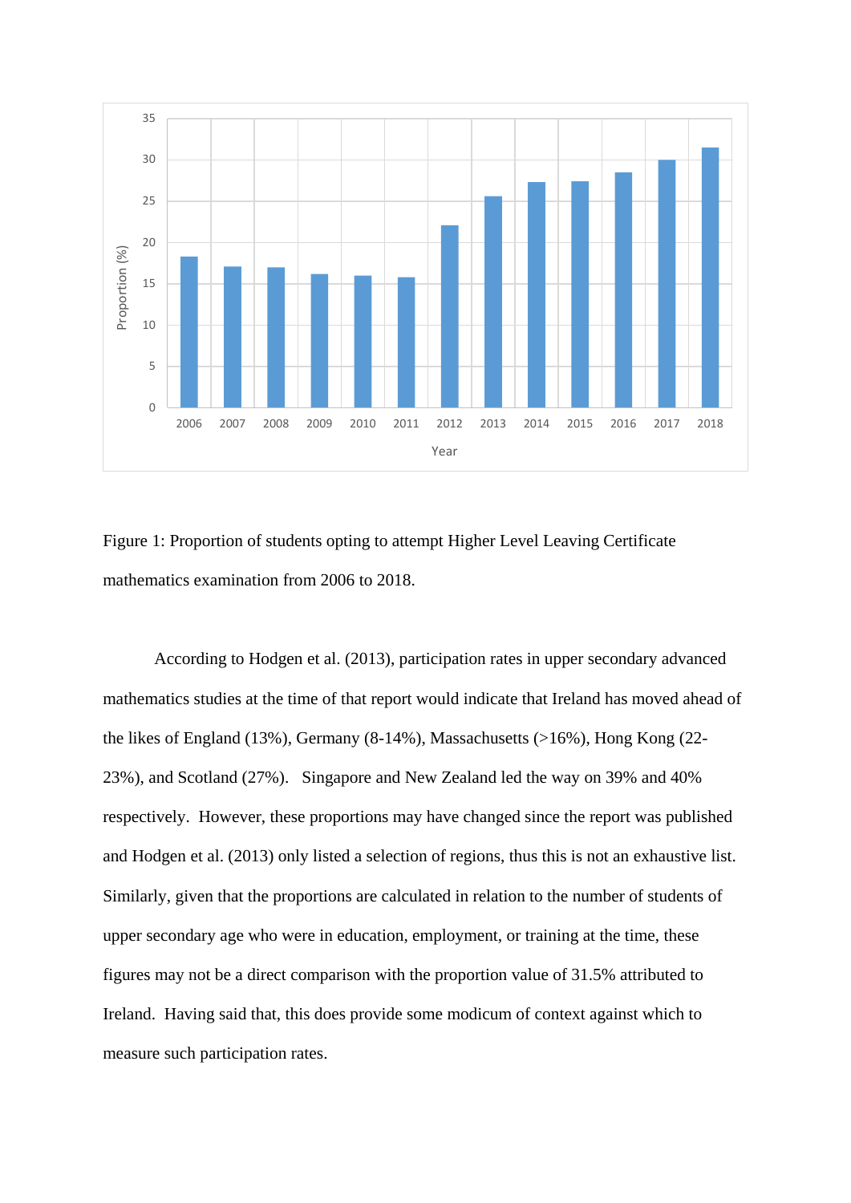Figure 1: Proportion of students opting to attempt Higher Level Leaving Certificate mathematics examination from 2006 to 2018.

According to Hodgen et al. (2013), participation rates in upper secondary advanced mathematics studies at the time of that report would indicate that Ireland has moved ahead of the likes of England (13%), Germany (8-14%), Massachusetts (>16%), Hong Kong (22-23%), and Scotland (27%). Singapore and New Zealand led the way on 39% and 40% respectively. However, these proportions may have changed since the report was published and Hodgen et al. (2013) only listed a selection of regions, thus this is not an exhaustive list. Similarly, given that the proportions are calculated in relation to the number of students of upper secondary age who were in education, employment, or training at the time, these figures may not be a direct comparison with the proportion value of 31.5% attributed to Ireland. Having said that, this does provide some modicum of context against which to measure such participation rates.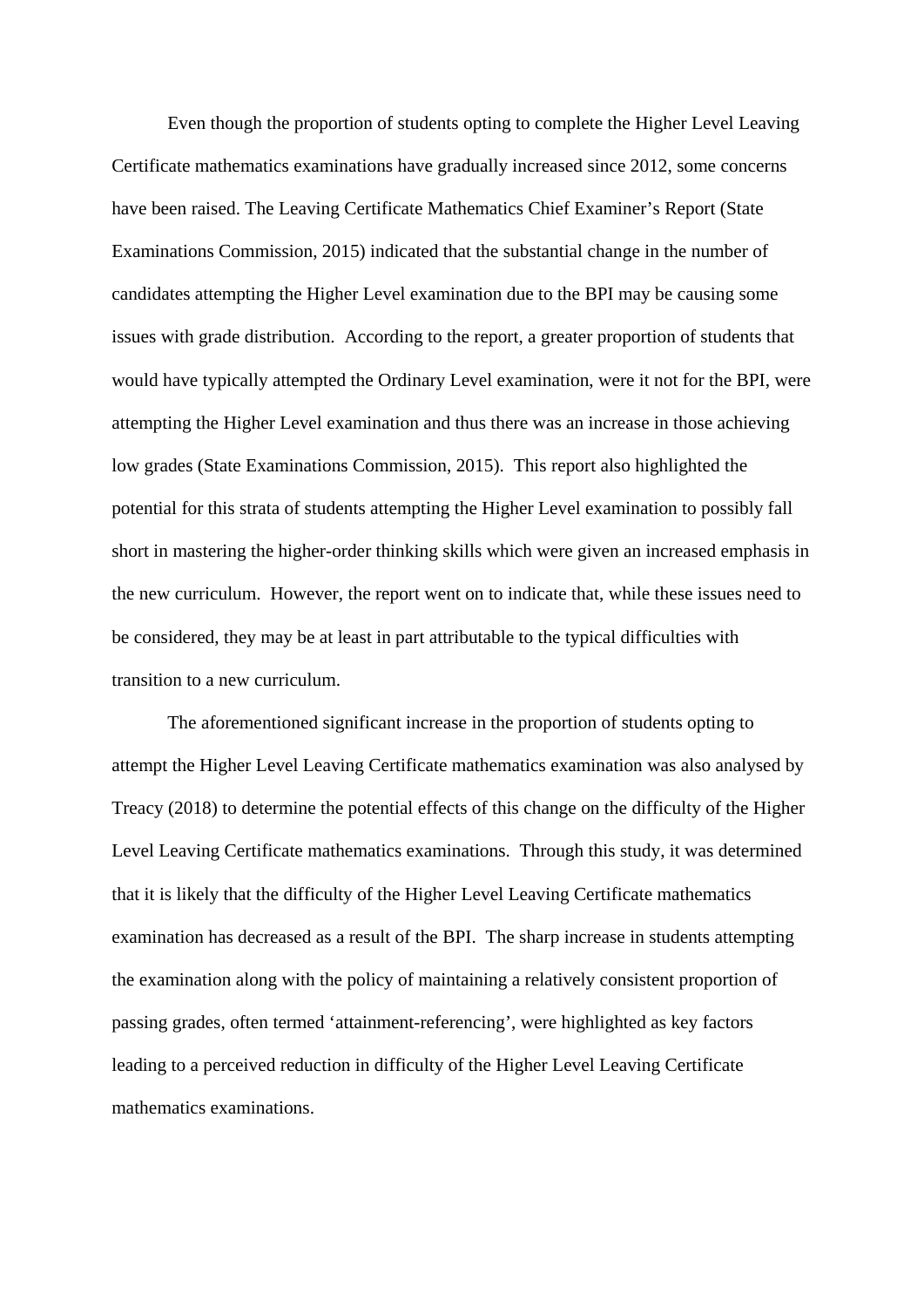Even though the proportion of students opting to complete the Higher Level Leaving Certificate mathematics examinations have gradually increased since 2012, some concerns have been raised. The Leaving Certificate Mathematics Chief Examiner's Report (State Examinations Commission, 2015) indicated that the substantial change in the number of candidates attempting the Higher Level examination due to the BPI may be causing some issues with grade distribution. According to the report, a greater proportion of students that would have typically attempted the Ordinary Level examination, were it not for the BPI, were attempting the Higher Level examination and thus there was an increase in those achieving low grades (State Examinations Commission, 2015). This report also highlighted the potential for this strata of students attempting the Higher Level examination to possibly fall short in mastering the higher-order thinking skills which were given an increased emphasis in the new curriculum. However, the report went on to indicate that, while these issues need to be considered, they may be at least in part attributable to the typical difficulties with transition to a new curriculum.

The aforementioned significant increase in the proportion of students opting to attempt the Higher Level Leaving Certificate mathematics examination was also analysed by Treacy (2018) to determine the potential effects of this change on the difficulty of the Higher Level Leaving Certificate mathematics examinations. Through this study, it was determined that it is likely that the difficulty of the Higher Level Leaving Certificate mathematics examination has decreased as a result of the BPI. The sharp increase in students attempting the examination along with the policy of maintaining a relatively consistent proportion of passing grades, often termed 'attainment-referencing', were highlighted as key factors leading to a perceived reduction in difficulty of the Higher Level Leaving Certificate mathematics examinations.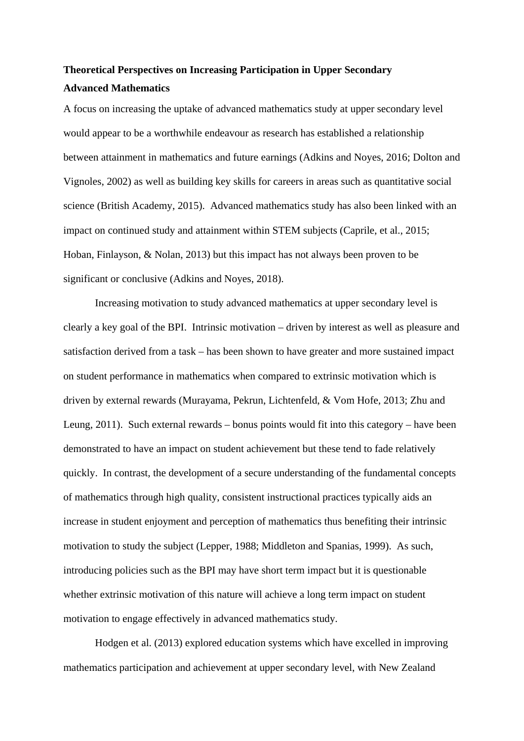**Theoretical Perspectives on Increasing Participation in Upper Secondary Advanced Mathematics**

A focus on increasing the uptake of advanced mathematics study at upper secondary level would appear to be a worthwhile endeavour as research has established a relationship between attainment in mathematics and future earnings (Adkins and Noyes, 2016; Dolton and Vignoles, 2002) as well as building key skills for careers in areas such as quantitative social science (British Academy, 2015). Advanced mathematics study has also been linked with an impact on continued study and attainment within STEM subjects (Caprile, et al., 2015; Hoban, Finlayson, & Nolan, 2013) but this impact has not always been proven to be significant or conclusive (Adkins and Noyes, 2018).

Increasing motivation to study advanced mathematics at upper secondary level is clearly a key goal of the BPI. Intrinsic motivation – driven by interest as well as pleasure and satisfaction derived from a task – has been shown to have greater and more sustained impact on student performance in mathematics when compared to extrinsic motivation which is driven by external rewards (Murayama, Pekrun, Lichtenfeld, & Vom Hofe, 2013; Zhu and Leung, 2011). Such external rewards – bonus points would fit into this category – have been demonstrated to have an impact on student achievement but these tend to fade relatively quickly. In contrast, the development of a secure understanding of the fundamental concepts of mathematics through high quality, consistent instructional practices typically aids an increase in student enjoyment and perception of mathematics thus benefiting their intrinsic motivation to study the subject (Lepper, 1988; Middleton and Spanias, 1999). As such, introducing policies such as the BPI may have short term impact but it is questionable whether extrinsic motivation of this nature will achieve a long term impact on student motivation to engage effectively in advanced mathematics study.

Hodgen et al. (2013) explored education systems which have excelled in improving mathematics participation and achievement at upper secondary level, with New Zealand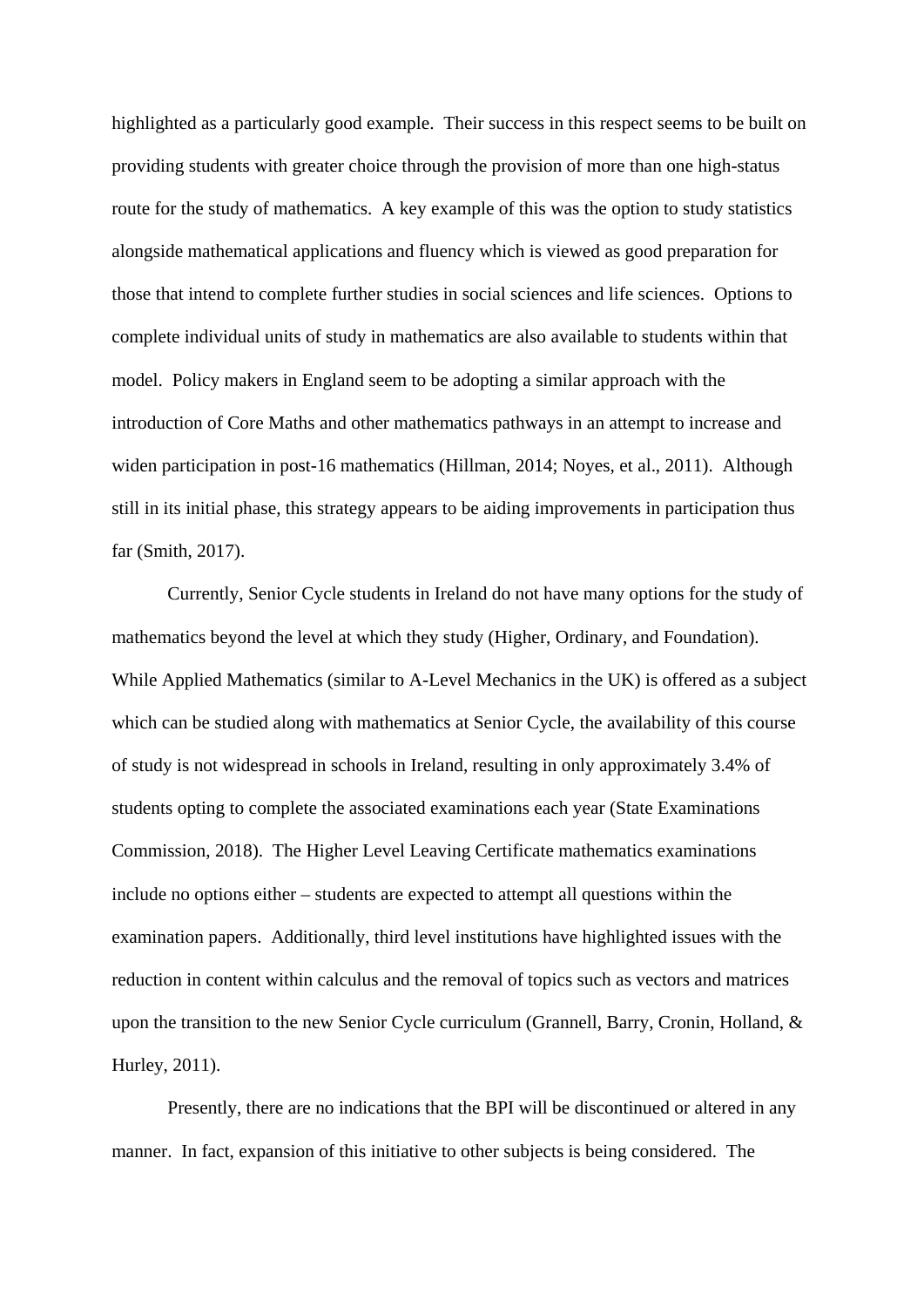highlighted as a particularly good example. Their success in this respect seems to be built on providing students with greater choice through the provision of more than one high-status route for the study of mathematics. A key example of this was the option to study statistics alongside mathematical applications and fluency which is viewed as good preparation for those that intend to complete further studies in social sciences and life sciences. Options to complete individual units of study in mathematics are also available to students within that model. Policy makers in England seem to be adopting a similar approach with the introduction of Core Maths and other mathematics pathways in an attempt to increase and widen participation in post-16 mathematics (Hillman, 2014; Noyes, et al., 2011). Although still in its initial phase, this strategy appears to be aiding improvements in participation thus far (Smith, 2017).

Currently, Senior Cycle students in Ireland do not have many options for the study of mathematics beyond the level at which they study (Higher, Ordinary, and Foundation). While Applied Mathematics (similar to A-Level Mechanics in the UK) is offered as a subject which can be studied along with mathematics at Senior Cycle, the availability of this course of study is not widespread in schools in Ireland, resulting in only approximately 3.4% of students opting to complete the associated examinations each year (State Examinations Commission, 2018). The Higher Level Leaving Certificate mathematics examinations include no options either – students are expected to attempt all questions within the examination papers. Additionally, third level institutions have highlighted issues with the reduction in content within calculus and the removal of topics such as vectors and matrices upon the transition to the new Senior Cycle curriculum (Grannell, Barry, Cronin, Holland, & Hurley, 2011).

Presently, there are no indications that the BPI will be discontinued or altered in any manner. In fact, expansion of this initiative to other subjects is being considered. The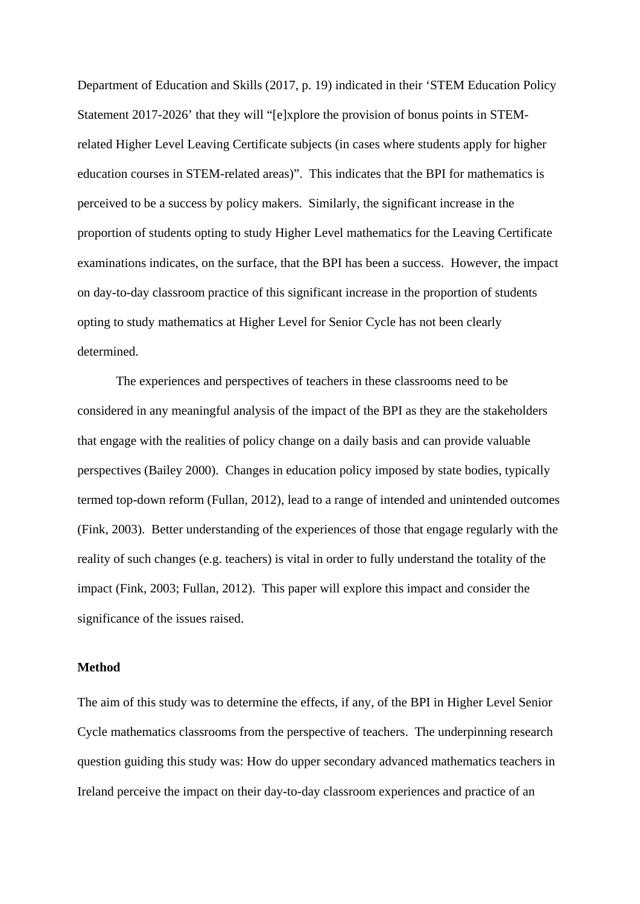Department of Education and Skills (2017, p. 19) indicated in their 'STEM Education Policy Statement 2017-2026' that they will "[e]xplore the provision of bonus points in STEM-related Higher Level Leaving Certificate subjects (in cases where students apply for higher education courses in STEM-related areas)". This indicates that the BPI for mathematics is perceived to be a success by policy makers. Similarly, the significant increase in the proportion of students opting to study Higher Level mathematics for the Leaving Certificate examinations indicates, on the surface, that the BPI has been a success. However, the impact on day-to-day classroom practice of this significant increase in the proportion of students opting to study mathematics at Higher Level for Senior Cycle has not been clearly determined.

The experiences and perspectives of teachers in these classrooms need to be considered in any meaningful analysis of the impact of the BPI as they are the stakeholders that engage with the realities of policy change on a daily basis and can provide valuable perspectives (Bailey 2000). Changes in education policy imposed by state bodies, typically termed top-down reform (Fullan, 2012), lead to a range of intended and unintended outcomes (Fink, 2003). Better understanding of the experiences of those that engage regularly with the reality of such changes (e.g. teachers) is vital in order to fully understand the totality of the impact (Fink, 2003; Fullan, 2012). This paper will explore this impact and consider the significance of the issues raised.

**Method**

The aim of this study was to determine the effects, if any, of the BPI in Higher Level Senior Cycle mathematics classrooms from the perspective of teachers. The underpinning research question guiding this study was: How do upper secondary advanced mathematics teachers in Ireland perceive the impact on their day-to-day classroom experiences and practice of an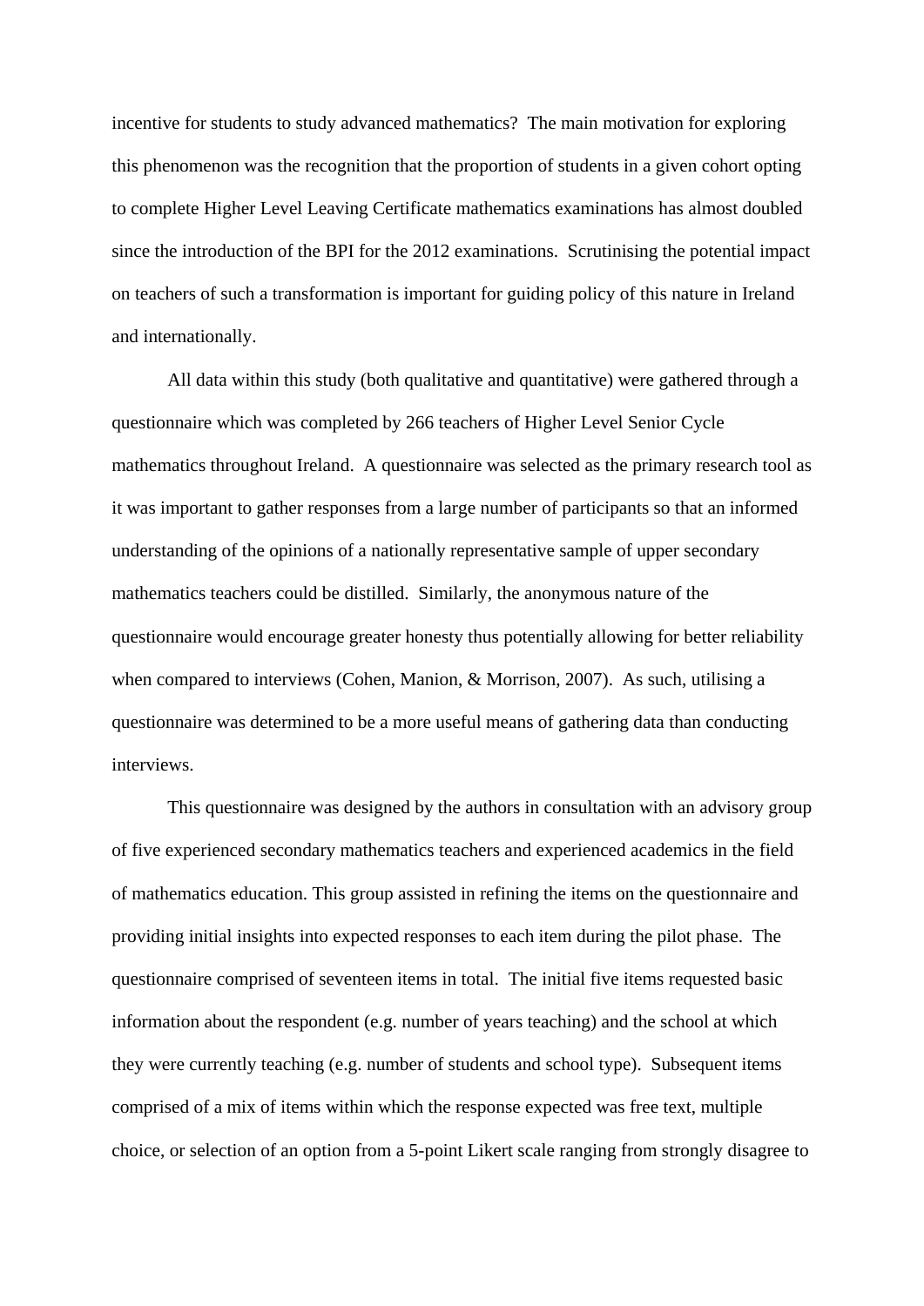incentive for students to study advanced mathematics? The main motivation for exploring this phenomenon was the recognition that the proportion of students in a given cohort opting to complete Higher Level Leaving Certificate mathematics examinations has almost doubled since the introduction of the BPI for the 2012 examinations. Scrutinising the potential impact on teachers of such a transformation is important for guiding policy of this nature in Ireland and internationally.

All data within this study (both qualitative and quantitative) were gathered through a questionnaire which was completed by 266 teachers of Higher Level Senior Cycle mathematics throughout Ireland. A questionnaire was selected as the primary research tool as it was important to gather responses from a large number of participants so that an informed understanding of the opinions of a nationally representative sample of upper secondary mathematics teachers could be distilled. Similarly, the anonymous nature of the questionnaire would encourage greater honesty thus potentially allowing for better reliability when compared to interviews (Cohen, Manion, & Morrison, 2007). As such, utilising a questionnaire was determined to be a more useful means of gathering data than conducting interviews.

This questionnaire was designed by the authors in consultation with an advisory group of five experienced secondary mathematics teachers and experienced academics in the field of mathematics education. This group assisted in refining the items on the questionnaire and providing initial insights into expected responses to each item during the pilot phase. The questionnaire comprised of seventeen items in total. The initial five items requested basic information about the respondent (e.g. number of years teaching) and the school at which they were currently teaching (e.g. number of students and school type). Subsequent items comprised of a mix of items within which the response expected was free text, multiple choice, or selection of an option from a 5-point Likert scale ranging from strongly disagree to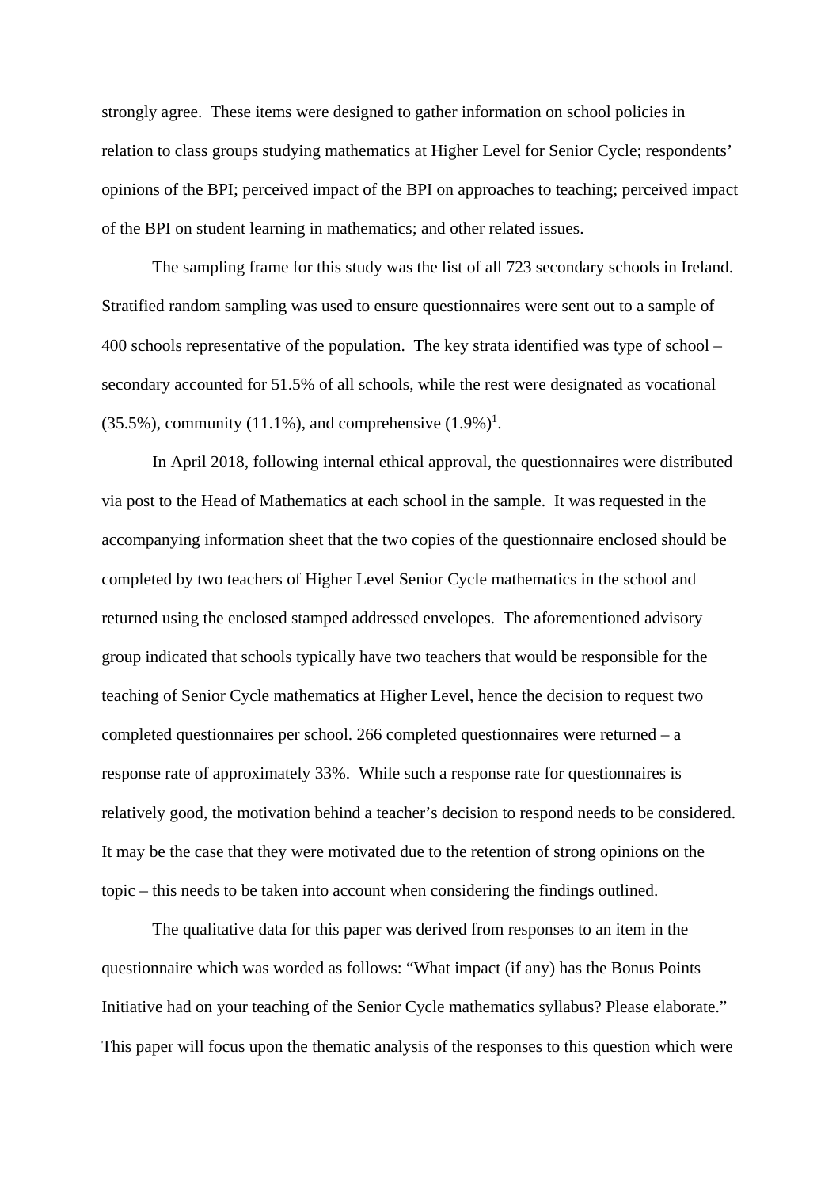strongly agree. These items were designed to gather information on school policies in relation to class groups studying mathematics at Higher Level for Senior Cycle; respondents' opinions of the BPI; perceived impact of the BPI on approaches to teaching; perceived impact of the BPI on student learning in mathematics; and other related issues.

The sampling frame for this study was the list of all 723 secondary schools in Ireland. Stratified random sampling was used to ensure questionnaires were sent out to a sample of 400 schools representative of the population. The key strata identified was type of school – secondary accounted for 51.5% of all schools, while the rest were designated as vocational (35.5%), community (11.1%), and comprehensive (1.9%)[1].

In April 2018, following internal ethical approval, the questionnaires were distributed via post to the Head of Mathematics at each school in the sample. It was requested in the accompanying information sheet that the two copies of the questionnaire enclosed should be completed by two teachers of Higher Level Senior Cycle mathematics in the school and returned using the enclosed stamped addressed envelopes. The aforementioned advisory group indicated that schools typically have two teachers that would be responsible for the teaching of Senior Cycle mathematics at Higher Level, hence the decision to request two completed questionnaires per school. 266 completed questionnaires were returned – a response rate of approximately 33%. While such a response rate for questionnaires is relatively good, the motivation behind a teacher's decision to respond needs to be considered. It may be the case that they were motivated due to the retention of strong opinions on the topic – this needs to be taken into account when considering the findings outlined.

The qualitative data for this paper was derived from responses to an item in the questionnaire which was worded as follows: "What impact (if any) has the Bonus Points Initiative had on your teaching of the Senior Cycle mathematics syllabus? Please elaborate." This paper will focus upon the thematic analysis of the responses to this question which were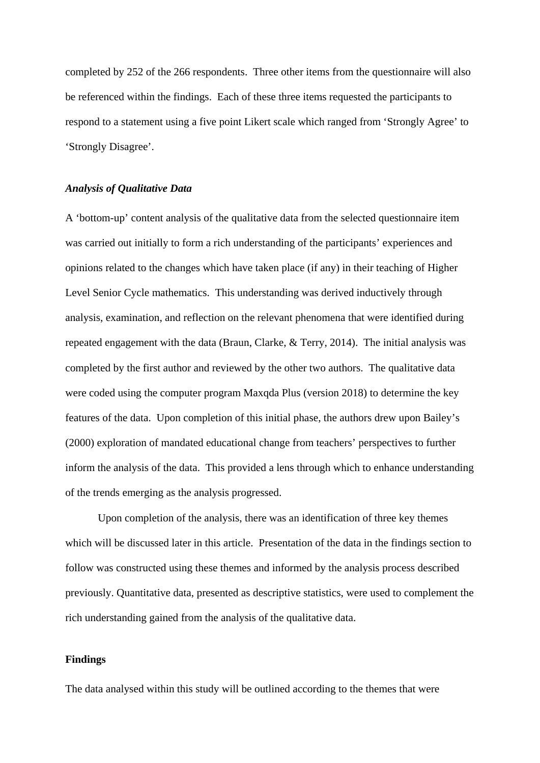completed by 252 of the 266 respondents. Three other items from the questionnaire will also be referenced within the findings. Each of these three items requested the participants to respond to a statement using a five point Likert scale which ranged from 'Strongly Agree' to 'Strongly Disagree'.

### *Analysis of Qualitative Data*

A 'bottom-up' content analysis of the qualitative data from the selected questionnaire item was carried out initially to form a rich understanding of the participants' experiences and opinions related to the changes which have taken place (if any) in their teaching of Higher Level Senior Cycle mathematics. This understanding was derived inductively through analysis, examination, and reflection on the relevant phenomena that were identified during repeated engagement with the data (Braun, Clarke, & Terry, 2014). The initial analysis was completed by the first author and reviewed by the other two authors. The qualitative data were coded using the computer program Maxqda Plus (version 2018) to determine the key features of the data. Upon completion of this initial phase, the authors drew upon Bailey's (2000) exploration of mandated educational change from teachers' perspectives to further inform the analysis of the data. This provided a lens through which to enhance understanding of the trends emerging as the analysis progressed.

Upon completion of the analysis, there was an identification of three key themes which will be discussed later in this article. Presentation of the data in the findings section to follow was constructed using these themes and informed by the analysis process described previously. Quantitative data, presented as descriptive statistics, were used to complement the rich understanding gained from the analysis of the qualitative data.

## Findings

The data analysed within this study will be outlined according to the themes that were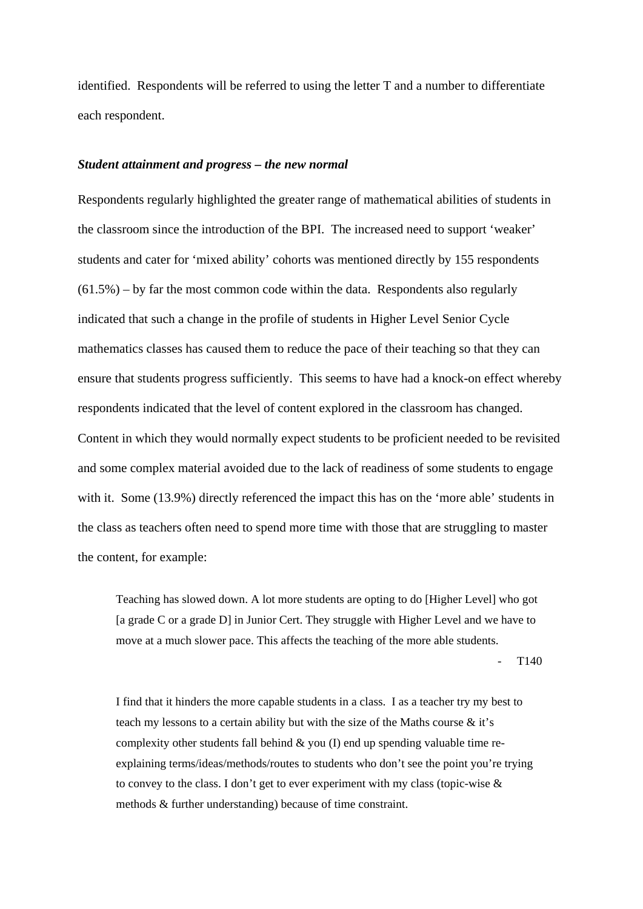identified. Respondents will be referred to using the letter T and a number to differentiate each respondent.

***Student attainment and progress – the new normal***

Respondents regularly highlighted the greater range of mathematical abilities of students in the classroom since the introduction of the BPI. The increased need to support 'weaker' students and cater for 'mixed ability' cohorts was mentioned directly by 155 respondents (61.5%) – by far the most common code within the data. Respondents also regularly indicated that such a change in the profile of students in Higher Level Senior Cycle mathematics classes has caused them to reduce the pace of their teaching so that they can ensure that students progress sufficiently. This seems to have had a knock-on effect whereby respondents indicated that the level of content explored in the classroom has changed. Content in which they would normally expect students to be proficient needed to be revisited and some complex material avoided due to the lack of readiness of some students to engage with it. Some (13.9%) directly referenced the impact this has on the 'more able' students in the class as teachers often need to spend more time with those that are struggling to master the content, for example:

> Teaching has slowed down. A lot more students are opting to do [Higher Level] who got [a grade C or a grade D] in Junior Cert. They struggle with Higher Level and we have to move at a much slower pace. This affects the teaching of the more able students.
>
> \- T140

> I find that it hinders the more capable students in a class. I as a teacher try my best to teach my lessons to a certain ability but with the size of the Maths course & it's complexity other students fall behind & you (I) end up spending valuable time re-explaining terms/ideas/methods/routes to students who don't see the point you're trying to convey to the class. I don't get to ever experiment with my class (topic-wise & methods & further understanding) because of time constraint.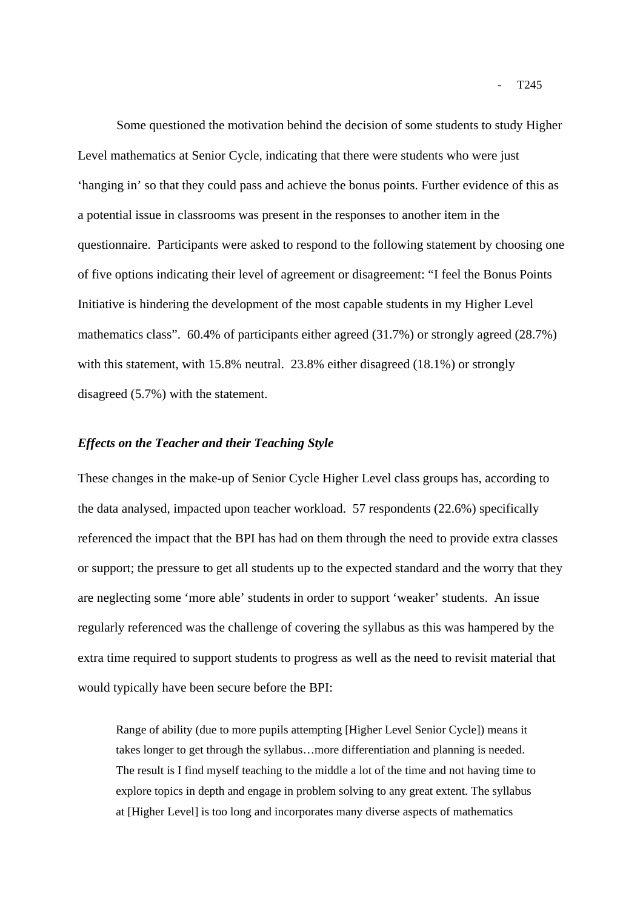Some questioned the motivation behind the decision of some students to study Higher Level mathematics at Senior Cycle, indicating that there were students who were just 'hanging in' so that they could pass and achieve the bonus points. Further evidence of this as a potential issue in classrooms was present in the responses to another item in the questionnaire. Participants were asked to respond to the following statement by choosing one of five options indicating their level of agreement or disagreement: "I feel the Bonus Points Initiative is hindering the development of the most capable students in my Higher Level mathematics class". 60.4% of participants either agreed (31.7%) or strongly agreed (28.7%) with this statement, with 15.8% neutral. 23.8% either disagreed (18.1%) or strongly disagreed (5.7%) with the statement.

### *Effects on the Teacher and their Teaching Style*

These changes in the make-up of Senior Cycle Higher Level class groups has, according to the data analysed, impacted upon teacher workload. 57 respondents (22.6%) specifically referenced the impact that the BPI has had on them through the need to provide extra classes or support; the pressure to get all students up to the expected standard and the worry that they are neglecting some 'more able' students in order to support 'weaker' students. An issue regularly referenced was the challenge of covering the syllabus as this was hampered by the extra time required to support students to progress as well as the need to revisit material that would typically have been secure before the BPI:

> Range of ability (due to more pupils attempting [Higher Level Senior Cycle]) means it takes longer to get through the syllabus…more differentiation and planning is needed. The result is I find myself teaching to the middle a lot of the time and not having time to explore topics in depth and engage in problem solving to any great extent. The syllabus at [Higher Level] is too long and incorporates many diverse aspects of mathematics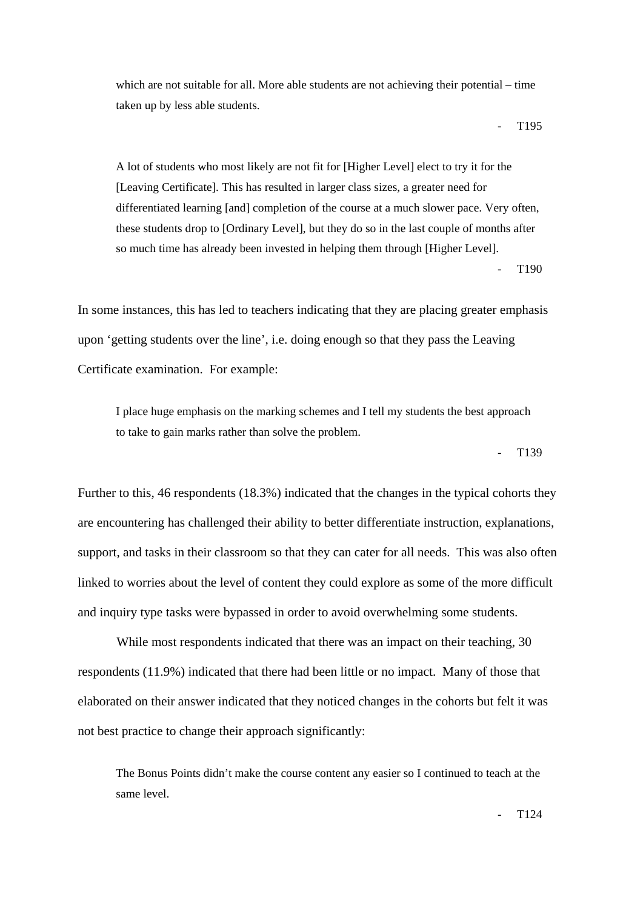> which are not suitable for all. More able students are not achieving their potential – time taken up by less able students.
>
> - T195

> A lot of students who most likely are not fit for [Higher Level] elect to try it for the [Leaving Certificate]. This has resulted in larger class sizes, a greater need for differentiated learning [and] completion of the course at a much slower pace. Very often, these students drop to [Ordinary Level], but they do so in the last couple of months after so much time has already been invested in helping them through [Higher Level].
>
> - T190

In some instances, this has led to teachers indicating that they are placing greater emphasis upon 'getting students over the line', i.e. doing enough so that they pass the Leaving Certificate examination. For example:

> I place huge emphasis on the marking schemes and I tell my students the best approach to take to gain marks rather than solve the problem.
>
> - T139

Further to this, 46 respondents (18.3%) indicated that the changes in the typical cohorts they are encountering has challenged their ability to better differentiate instruction, explanations, support, and tasks in their classroom so that they can cater for all needs. This was also often linked to worries about the level of content they could explore as some of the more difficult and inquiry type tasks were bypassed in order to avoid overwhelming some students.

While most respondents indicated that there was an impact on their teaching, 30 respondents (11.9%) indicated that there had been little or no impact. Many of those that elaborated on their answer indicated that they noticed changes in the cohorts but felt it was not best practice to change their approach significantly:

> The Bonus Points didn't make the course content any easier so I continued to teach at the same level.
>
> - T124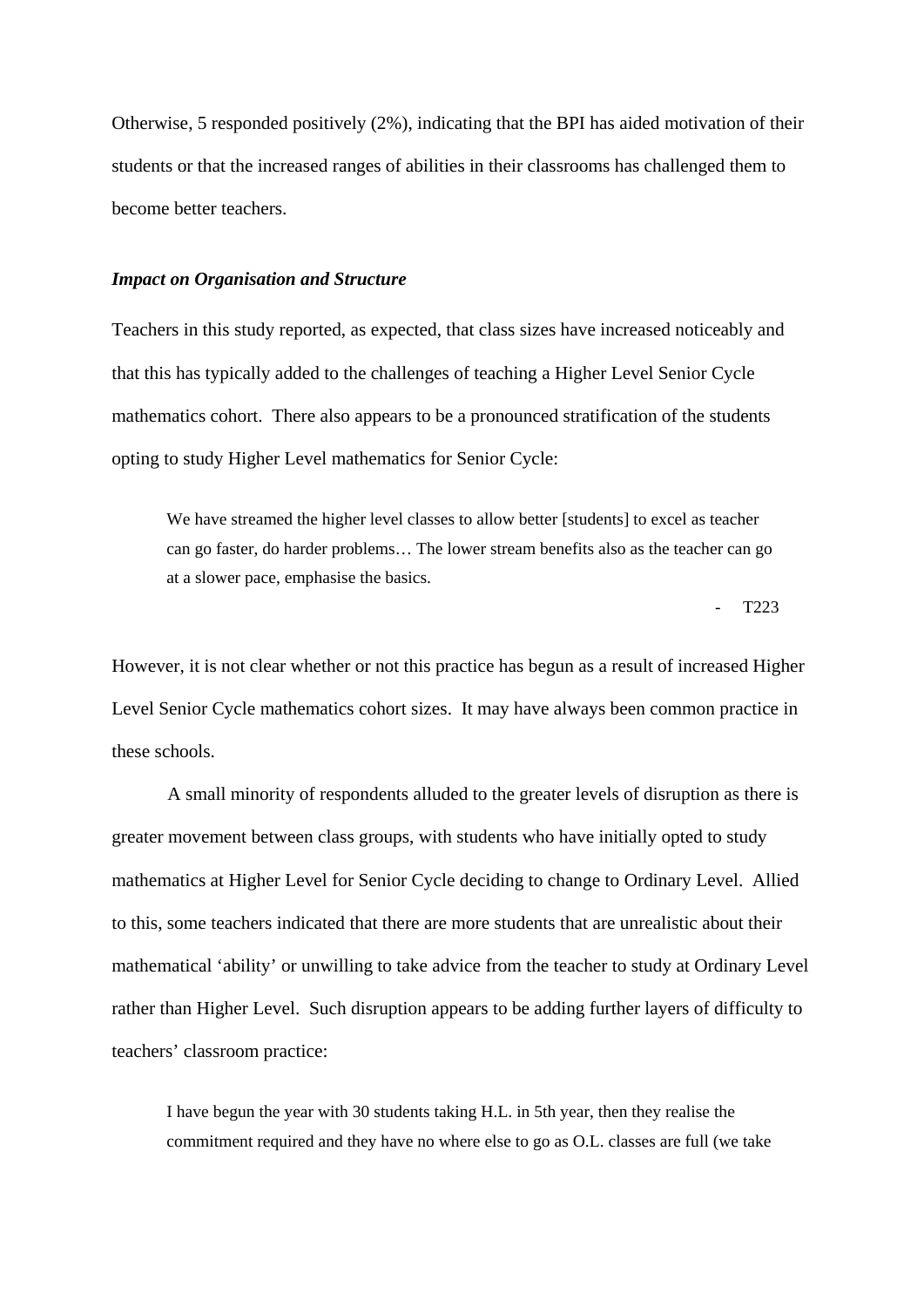Otherwise, 5 responded positively (2%), indicating that the BPI has aided motivation of their students or that the increased ranges of abilities in their classrooms has challenged them to become better teachers.

***Impact on Organisation and Structure***

Teachers in this study reported, as expected, that class sizes have increased noticeably and that this has typically added to the challenges of teaching a Higher Level Senior Cycle mathematics cohort. There also appears to be a pronounced stratification of the students opting to study Higher Level mathematics for Senior Cycle:

> We have streamed the higher level classes to allow better [students] to excel as teacher can go faster, do harder problems… The lower stream benefits also as the teacher can go at a slower pace, emphasise the basics.
>
> \- T223

However, it is not clear whether or not this practice has begun as a result of increased Higher Level Senior Cycle mathematics cohort sizes. It may have always been common practice in these schools.

A small minority of respondents alluded to the greater levels of disruption as there is greater movement between class groups, with students who have initially opted to study mathematics at Higher Level for Senior Cycle deciding to change to Ordinary Level. Allied to this, some teachers indicated that there are more students that are unrealistic about their mathematical 'ability' or unwilling to take advice from the teacher to study at Ordinary Level rather than Higher Level. Such disruption appears to be adding further layers of difficulty to teachers' classroom practice:

> I have begun the year with 30 students taking H.L. in 5th year, then they realise the commitment required and they have no where else to go as O.L. classes are full (we take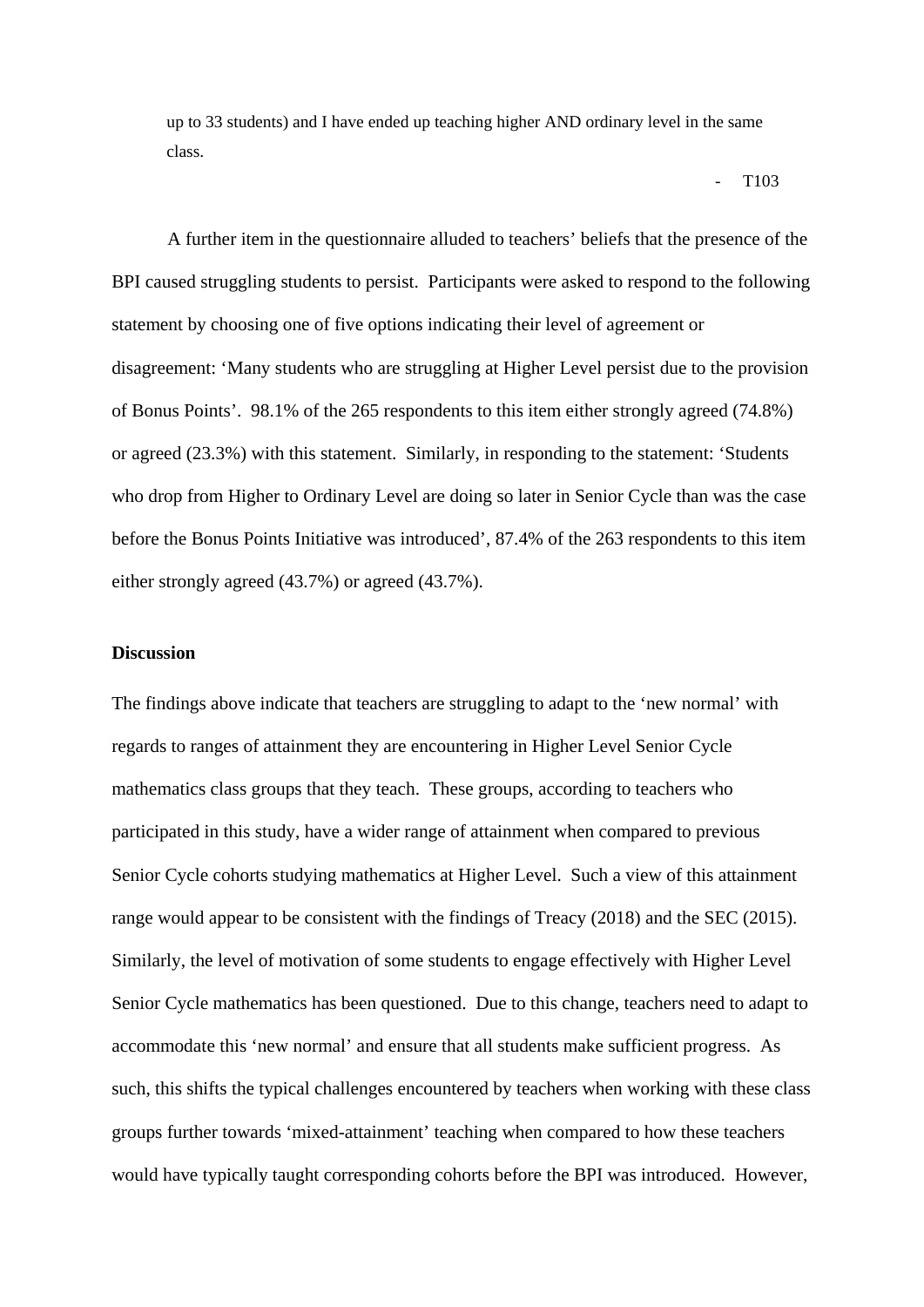> up to 33 students) and I have ended up teaching higher AND ordinary level in the same class.
>
> - T103

A further item in the questionnaire alluded to teachers' beliefs that the presence of the BPI caused struggling students to persist. Participants were asked to respond to the following statement by choosing one of five options indicating their level of agreement or disagreement: 'Many students who are struggling at Higher Level persist due to the provision of Bonus Points'. 98.1% of the 265 respondents to this item either strongly agreed (74.8%) or agreed (23.3%) with this statement. Similarly, in responding to the statement: 'Students who drop from Higher to Ordinary Level are doing so later in Senior Cycle than was the case before the Bonus Points Initiative was introduced', 87.4% of the 263 respondents to this item either strongly agreed (43.7%) or agreed (43.7%).

**Discussion**

The findings above indicate that teachers are struggling to adapt to the 'new normal' with regards to ranges of attainment they are encountering in Higher Level Senior Cycle mathematics class groups that they teach. These groups, according to teachers who participated in this study, have a wider range of attainment when compared to previous Senior Cycle cohorts studying mathematics at Higher Level. Such a view of this attainment range would appear to be consistent with the findings of Treacy (2018) and the SEC (2015). Similarly, the level of motivation of some students to engage effectively with Higher Level Senior Cycle mathematics has been questioned. Due to this change, teachers need to adapt to accommodate this 'new normal' and ensure that all students make sufficient progress. As such, this shifts the typical challenges encountered by teachers when working with these class groups further towards 'mixed-attainment' teaching when compared to how these teachers would have typically taught corresponding cohorts before the BPI was introduced. However,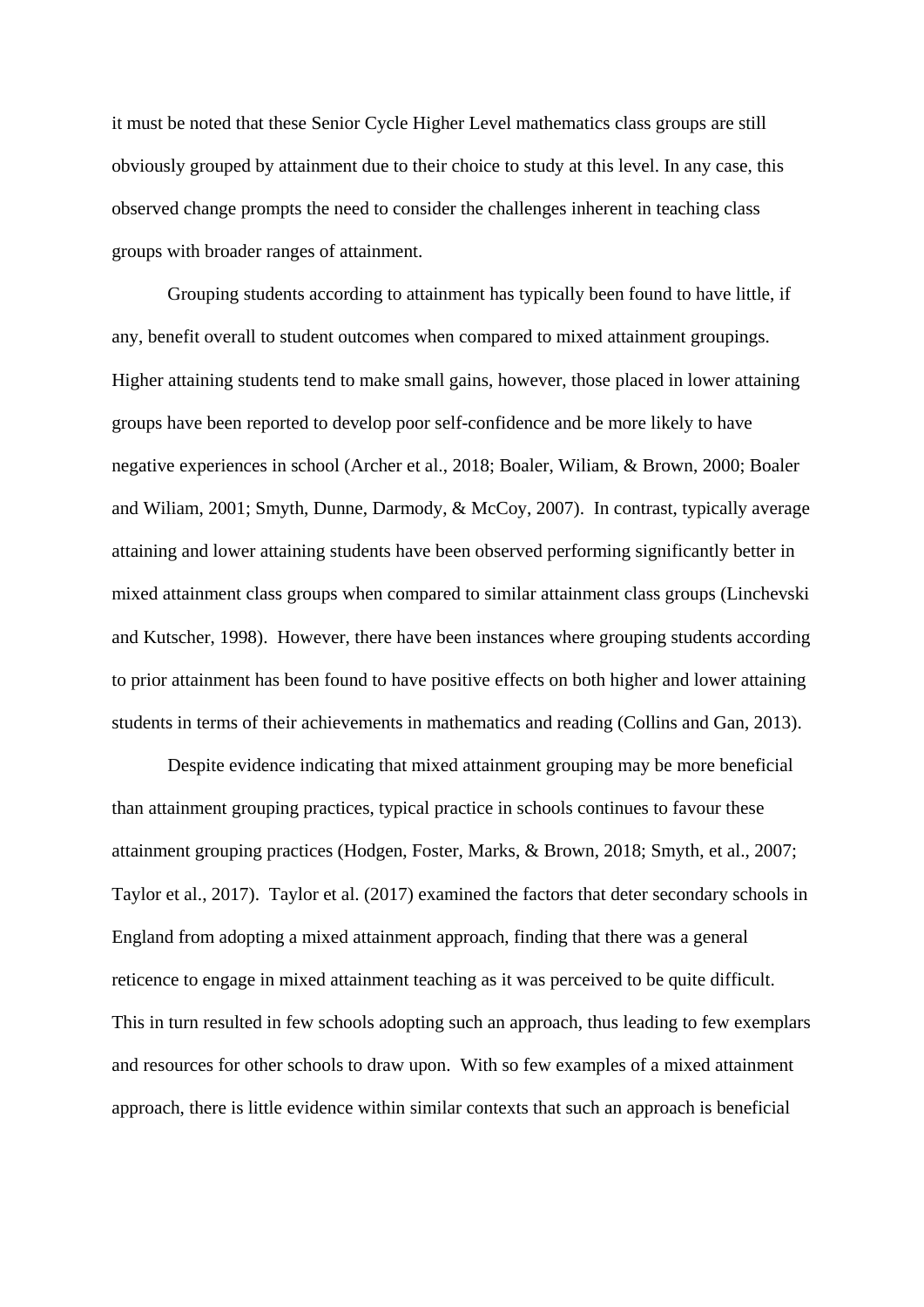it must be noted that these Senior Cycle Higher Level mathematics class groups are still obviously grouped by attainment due to their choice to study at this level. In any case, this observed change prompts the need to consider the challenges inherent in teaching class groups with broader ranges of attainment.

Grouping students according to attainment has typically been found to have little, if any, benefit overall to student outcomes when compared to mixed attainment groupings. Higher attaining students tend to make small gains, however, those placed in lower attaining groups have been reported to develop poor self-confidence and be more likely to have negative experiences in school (Archer et al., 2018; Boaler, Wiliam, & Brown, 2000; Boaler and Wiliam, 2001; Smyth, Dunne, Darmody, & McCoy, 2007). In contrast, typically average attaining and lower attaining students have been observed performing significantly better in mixed attainment class groups when compared to similar attainment class groups (Linchevski and Kutscher, 1998). However, there have been instances where grouping students according to prior attainment has been found to have positive effects on both higher and lower attaining students in terms of their achievements in mathematics and reading (Collins and Gan, 2013).

Despite evidence indicating that mixed attainment grouping may be more beneficial than attainment grouping practices, typical practice in schools continues to favour these attainment grouping practices (Hodgen, Foster, Marks, & Brown, 2018; Smyth, et al., 2007; Taylor et al., 2017). Taylor et al. (2017) examined the factors that deter secondary schools in England from adopting a mixed attainment approach, finding that there was a general reticence to engage in mixed attainment teaching as it was perceived to be quite difficult. This in turn resulted in few schools adopting such an approach, thus leading to few exemplars and resources for other schools to draw upon. With so few examples of a mixed attainment approach, there is little evidence within similar contexts that such an approach is beneficial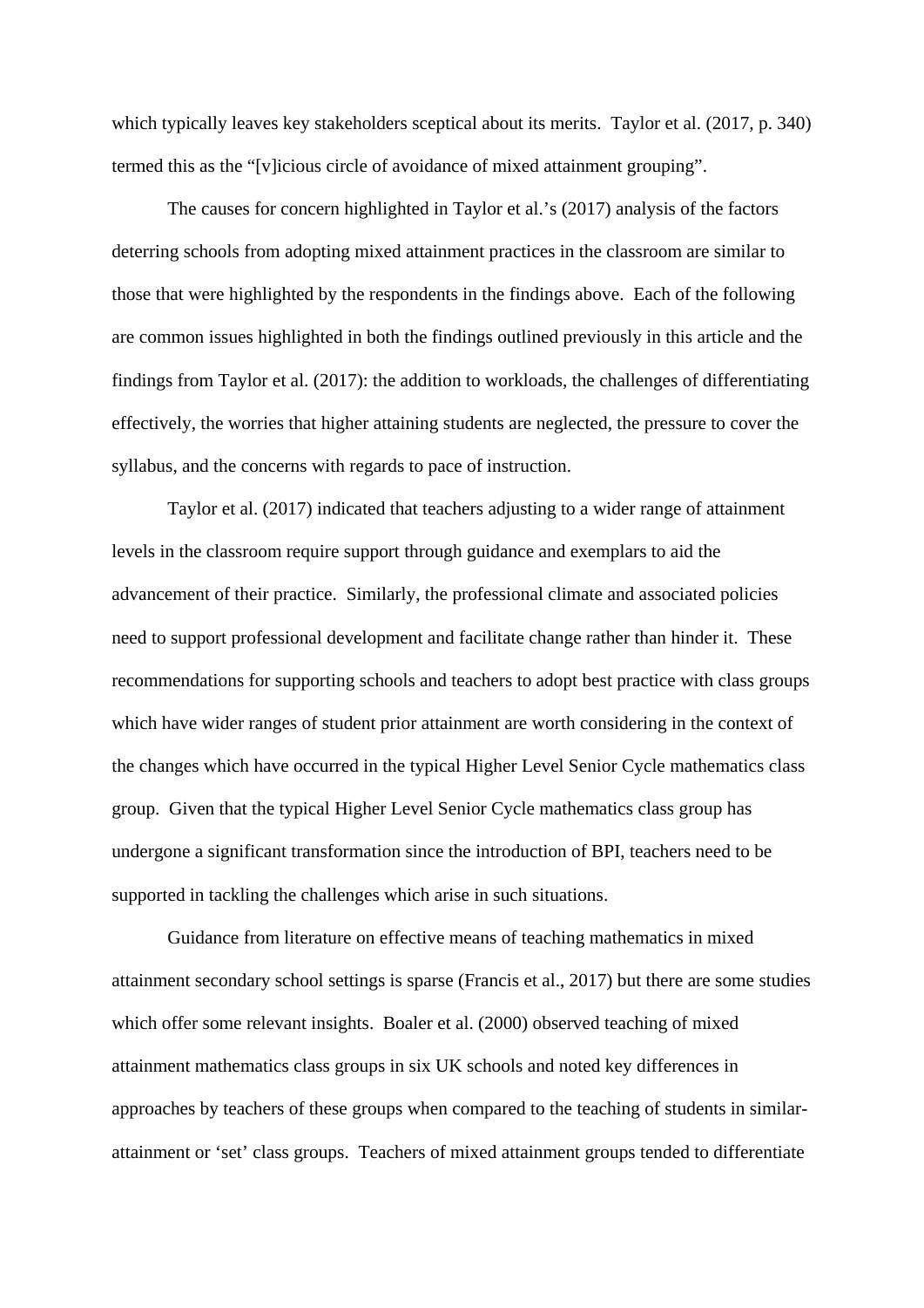which typically leaves key stakeholders sceptical about its merits. Taylor et al. (2017, p. 340) termed this as the "[v]icious circle of avoidance of mixed attainment grouping".

The causes for concern highlighted in Taylor et al.'s (2017) analysis of the factors deterring schools from adopting mixed attainment practices in the classroom are similar to those that were highlighted by the respondents in the findings above. Each of the following are common issues highlighted in both the findings outlined previously in this article and the findings from Taylor et al. (2017): the addition to workloads, the challenges of differentiating effectively, the worries that higher attaining students are neglected, the pressure to cover the syllabus, and the concerns with regards to pace of instruction.

Taylor et al. (2017) indicated that teachers adjusting to a wider range of attainment levels in the classroom require support through guidance and exemplars to aid the advancement of their practice. Similarly, the professional climate and associated policies need to support professional development and facilitate change rather than hinder it. These recommendations for supporting schools and teachers to adopt best practice with class groups which have wider ranges of student prior attainment are worth considering in the context of the changes which have occurred in the typical Higher Level Senior Cycle mathematics class group. Given that the typical Higher Level Senior Cycle mathematics class group has undergone a significant transformation since the introduction of BPI, teachers need to be supported in tackling the challenges which arise in such situations.

Guidance from literature on effective means of teaching mathematics in mixed attainment secondary school settings is sparse (Francis et al., 2017) but there are some studies which offer some relevant insights. Boaler et al. (2000) observed teaching of mixed attainment mathematics class groups in six UK schools and noted key differences in approaches by teachers of these groups when compared to the teaching of students in similar-attainment or 'set' class groups. Teachers of mixed attainment groups tended to differentiate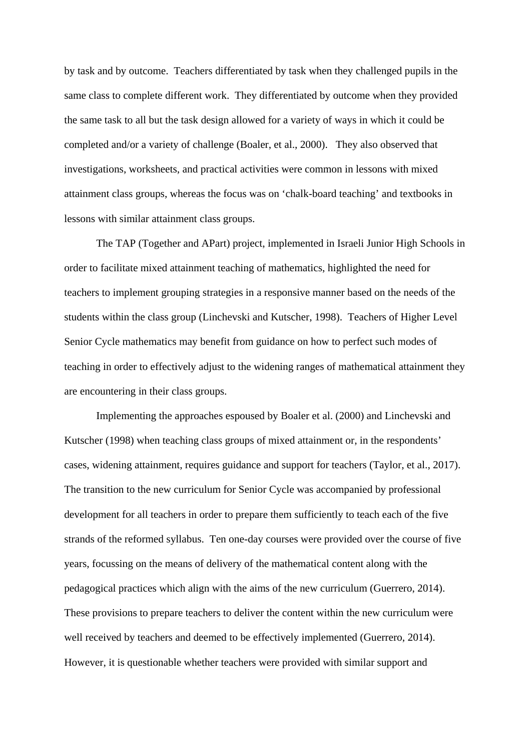by task and by outcome. Teachers differentiated by task when they challenged pupils in the same class to complete different work. They differentiated by outcome when they provided the same task to all but the task design allowed for a variety of ways in which it could be completed and/or a variety of challenge (Boaler, et al., 2000). They also observed that investigations, worksheets, and practical activities were common in lessons with mixed attainment class groups, whereas the focus was on 'chalk-board teaching' and textbooks in lessons with similar attainment class groups.

The TAP (Together and APart) project, implemented in Israeli Junior High Schools in order to facilitate mixed attainment teaching of mathematics, highlighted the need for teachers to implement grouping strategies in a responsive manner based on the needs of the students within the class group (Linchevski and Kutscher, 1998). Teachers of Higher Level Senior Cycle mathematics may benefit from guidance on how to perfect such modes of teaching in order to effectively adjust to the widening ranges of mathematical attainment they are encountering in their class groups.

Implementing the approaches espoused by Boaler et al. (2000) and Linchevski and Kutscher (1998) when teaching class groups of mixed attainment or, in the respondents' cases, widening attainment, requires guidance and support for teachers (Taylor, et al., 2017). The transition to the new curriculum for Senior Cycle was accompanied by professional development for all teachers in order to prepare them sufficiently to teach each of the five strands of the reformed syllabus. Ten one-day courses were provided over the course of five years, focussing on the means of delivery of the mathematical content along with the pedagogical practices which align with the aims of the new curriculum (Guerrero, 2014). These provisions to prepare teachers to deliver the content within the new curriculum were well received by teachers and deemed to be effectively implemented (Guerrero, 2014). However, it is questionable whether teachers were provided with similar support and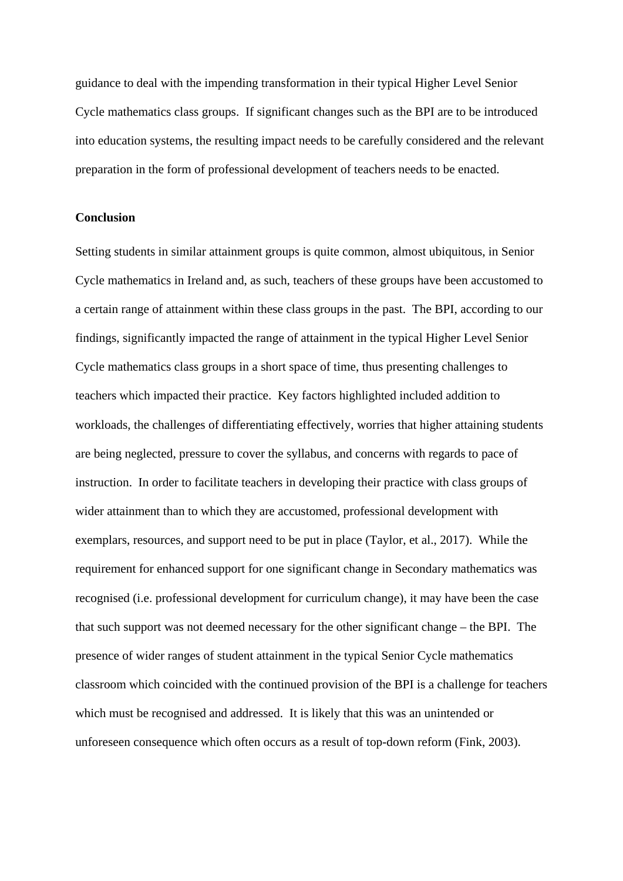guidance to deal with the impending transformation in their typical Higher Level Senior Cycle mathematics class groups. If significant changes such as the BPI are to be introduced into education systems, the resulting impact needs to be carefully considered and the relevant preparation in the form of professional development of teachers needs to be enacted.

**Conclusion**

Setting students in similar attainment groups is quite common, almost ubiquitous, in Senior Cycle mathematics in Ireland and, as such, teachers of these groups have been accustomed to a certain range of attainment within these class groups in the past. The BPI, according to our findings, significantly impacted the range of attainment in the typical Higher Level Senior Cycle mathematics class groups in a short space of time, thus presenting challenges to teachers which impacted their practice. Key factors highlighted included addition to workloads, the challenges of differentiating effectively, worries that higher attaining students are being neglected, pressure to cover the syllabus, and concerns with regards to pace of instruction. In order to facilitate teachers in developing their practice with class groups of wider attainment than to which they are accustomed, professional development with exemplars, resources, and support need to be put in place (Taylor, et al., 2017). While the requirement for enhanced support for one significant change in Secondary mathematics was recognised (i.e. professional development for curriculum change), it may have been the case that such support was not deemed necessary for the other significant change – the BPI. The presence of wider ranges of student attainment in the typical Senior Cycle mathematics classroom which coincided with the continued provision of the BPI is a challenge for teachers which must be recognised and addressed. It is likely that this was an unintended or unforeseen consequence which often occurs as a result of top-down reform (Fink, 2003).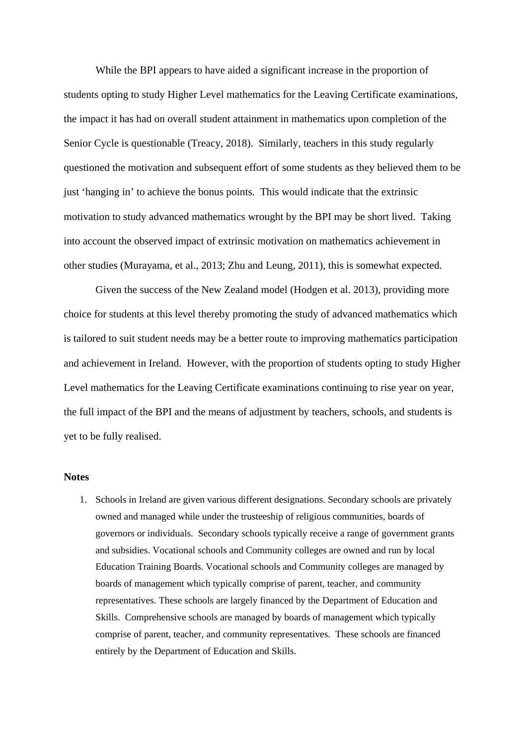While the BPI appears to have aided a significant increase in the proportion of students opting to study Higher Level mathematics for the Leaving Certificate examinations, the impact it has had on overall student attainment in mathematics upon completion of the Senior Cycle is questionable (Treacy, 2018). Similarly, teachers in this study regularly questioned the motivation and subsequent effort of some students as they believed them to be just 'hanging in' to achieve the bonus points. This would indicate that the extrinsic motivation to study advanced mathematics wrought by the BPI may be short lived. Taking into account the observed impact of extrinsic motivation on mathematics achievement in other studies (Murayama, et al., 2013; Zhu and Leung, 2011), this is somewhat expected.

Given the success of the New Zealand model (Hodgen et al. 2013), providing more choice for students at this level thereby promoting the study of advanced mathematics which is tailored to suit student needs may be a better route to improving mathematics participation and achievement in Ireland. However, with the proportion of students opting to study Higher Level mathematics for the Leaving Certificate examinations continuing to rise year on year, the full impact of the BPI and the means of adjustment by teachers, schools, and students is yet to be fully realised.

**Notes**

1. Schools in Ireland are given various different designations. Secondary schools are privately owned and managed while under the trusteeship of religious communities, boards of governors or individuals. Secondary schools typically receive a range of government grants and subsidies. Vocational schools and Community colleges are owned and run by local Education Training Boards. Vocational schools and Community colleges are managed by boards of management which typically comprise of parent, teacher, and community representatives. These schools are largely financed by the Department of Education and Skills. Comprehensive schools are managed by boards of management which typically comprise of parent, teacher, and community representatives. These schools are financed entirely by the Department of Education and Skills.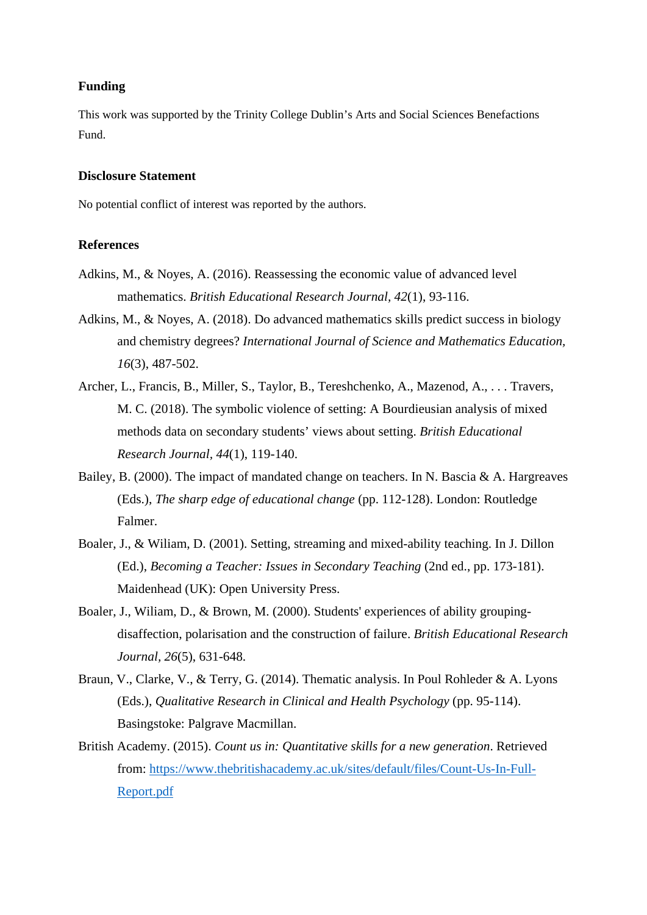## Funding

This work was supported by the Trinity College Dublin's Arts and Social Sciences Benefactions Fund.

## Disclosure Statement

No potential conflict of interest was reported by the authors.

## References

Adkins, M., & Noyes, A. (2016). Reassessing the economic value of advanced level mathematics. *British Educational Research Journal, 42*(1), 93-116.

Adkins, M., & Noyes, A. (2018). Do advanced mathematics skills predict success in biology and chemistry degrees? *International Journal of Science and Mathematics Education, 16*(3), 487-502.

Archer, L., Francis, B., Miller, S., Taylor, B., Tereshchenko, A., Mazenod, A., . . . Travers, M. C. (2018). The symbolic violence of setting: A Bourdieusian analysis of mixed methods data on secondary students' views about setting. *British Educational Research Journal, 44*(1), 119-140.

Bailey, B. (2000). The impact of mandated change on teachers. In N. Bascia & A. Hargreaves (Eds.), *The sharp edge of educational change* (pp. 112-128). London: Routledge Falmer.

Boaler, J., & Wiliam, D. (2001). Setting, streaming and mixed-ability teaching. In J. Dillon (Ed.), *Becoming a Teacher: Issues in Secondary Teaching* (2nd ed., pp. 173-181). Maidenhead (UK): Open University Press.

Boaler, J., Wiliam, D., & Brown, M. (2000). Students' experiences of ability grouping-disaffection, polarisation and the construction of failure. *British Educational Research Journal, 26*(5), 631-648.

Braun, V., Clarke, V., & Terry, G. (2014). Thematic analysis. In Poul Rohleder & A. Lyons (Eds.), *Qualitative Research in Clinical and Health Psychology* (pp. 95-114). Basingstoke: Palgrave Macmillan.

British Academy. (2015). *Count us in: Quantitative skills for a new generation*. Retrieved from: https://www.thebritishacademy.ac.uk/sites/default/files/Count-Us-In-Full-Report.pdf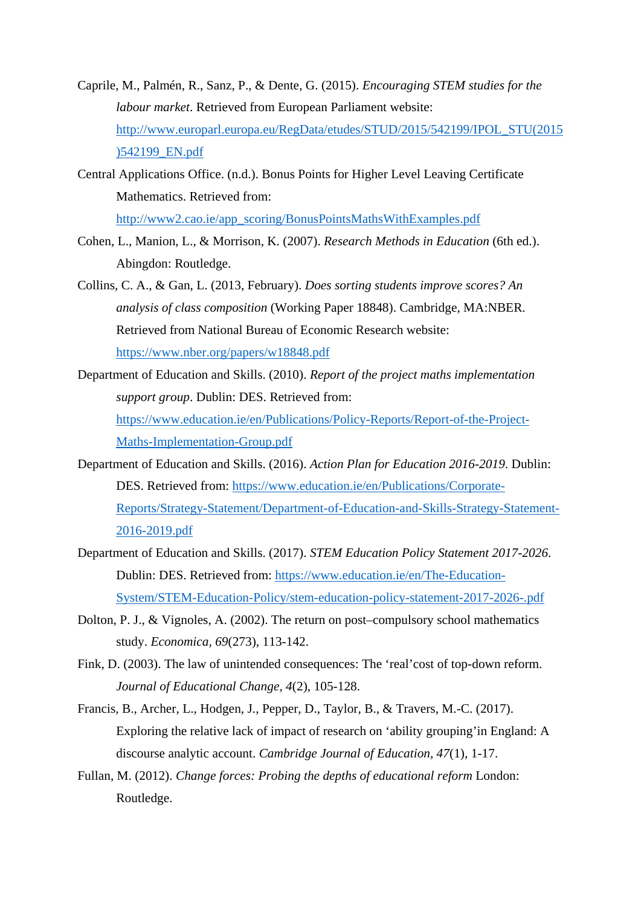Caprile, M., Palmén, R., Sanz, P., & Dente, G. (2015). *Encouraging STEM studies for the labour market*. Retrieved from European Parliament website: http://www.europarl.europa.eu/RegData/etudes/STUD/2015/542199/IPOL_STU(2015)542199_EN.pdf

Central Applications Office. (n.d.). Bonus Points for Higher Level Leaving Certificate Mathematics. Retrieved from: http://www2.cao.ie/app_scoring/BonusPointsMathsWithExamples.pdf

Cohen, L., Manion, L., & Morrison, K. (2007). *Research Methods in Education* (6th ed.). Abingdon: Routledge.

Collins, C. A., & Gan, L. (2013, February). *Does sorting students improve scores? An analysis of class composition* (Working Paper 18848). Cambridge, MA:NBER. Retrieved from National Bureau of Economic Research website: https://www.nber.org/papers/w18848.pdf

Department of Education and Skills. (2010). *Report of the project maths implementation support group*. Dublin: DES. Retrieved from: https://www.education.ie/en/Publications/Policy-Reports/Report-of-the-Project-Maths-Implementation-Group.pdf

Department of Education and Skills. (2016). *Action Plan for Education 2016-2019*. Dublin: DES. Retrieved from: https://www.education.ie/en/Publications/Corporate-Reports/Strategy-Statement/Department-of-Education-and-Skills-Strategy-Statement-2016-2019.pdf

Department of Education and Skills. (2017). *STEM Education Policy Statement 2017-2026*. Dublin: DES. Retrieved from: https://www.education.ie/en/The-Education-System/STEM-Education-Policy/stem-education-policy-statement-2017-2026-.pdf

Dolton, P. J., & Vignoles, A. (2002). The return on post–compulsory school mathematics study. *Economica, 69*(273), 113-142.

Fink, D. (2003). The law of unintended consequences: The 'real'cost of top-down reform. *Journal of Educational Change, 4*(2), 105-128.

Francis, B., Archer, L., Hodgen, J., Pepper, D., Taylor, B., & Travers, M.-C. (2017). Exploring the relative lack of impact of research on 'ability grouping'in England: A discourse analytic account. *Cambridge Journal of Education, 47*(1), 1-17.

Fullan, M. (2012). *Change forces: Probing the depths of educational reform* London: Routledge.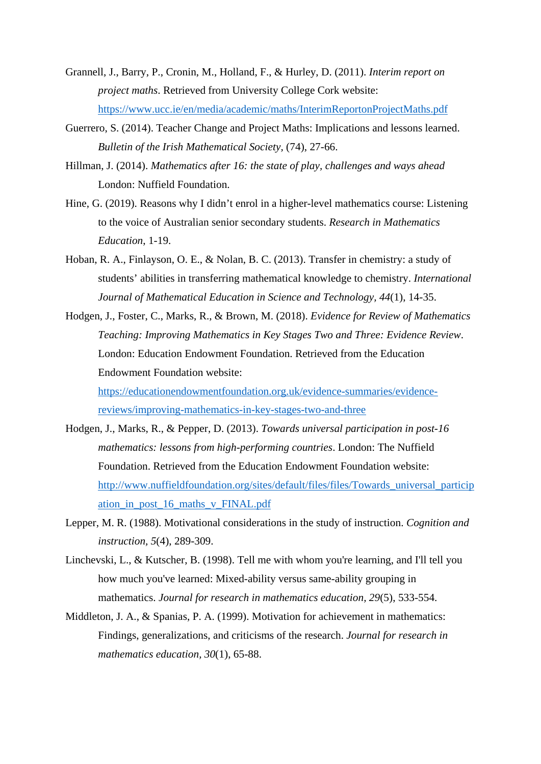Grannell, J., Barry, P., Cronin, M., Holland, F., & Hurley, D. (2011). *Interim report on project maths*. Retrieved from University College Cork website: https://www.ucc.ie/en/media/academic/maths/InterimReportonProjectMaths.pdf

Guerrero, S. (2014). Teacher Change and Project Maths: Implications and lessons learned. *Bulletin of the Irish Mathematical Society,* (74), 27-66.

Hillman, J. (2014). *Mathematics after 16: the state of play, challenges and ways ahead* London: Nuffield Foundation.

Hine, G. (2019). Reasons why I didn't enrol in a higher-level mathematics course: Listening to the voice of Australian senior secondary students. *Research in Mathematics Education*, 1-19.

Hoban, R. A., Finlayson, O. E., & Nolan, B. C. (2013). Transfer in chemistry: a study of students' abilities in transferring mathematical knowledge to chemistry. *International Journal of Mathematical Education in Science and Technology, 44*(1), 14-35.

Hodgen, J., Foster, C., Marks, R., & Brown, M. (2018). *Evidence for Review of Mathematics Teaching: Improving Mathematics in Key Stages Two and Three: Evidence Review*. London: Education Endowment Foundation. Retrieved from the Education Endowment Foundation website: https://educationendowmentfoundation.org.uk/evidence-summaries/evidence-reviews/improving-mathematics-in-key-stages-two-and-three

Hodgen, J., Marks, R., & Pepper, D. (2013). *Towards universal participation in post-16 mathematics: lessons from high-performing countries*. London: The Nuffield Foundation. Retrieved from the Education Endowment Foundation website: http://www.nuffieldfoundation.org/sites/default/files/files/Towards_universal_participation_in_post_16_maths_v_FINAL.pdf

Lepper, M. R. (1988). Motivational considerations in the study of instruction. *Cognition and instruction*, *5*(4), 289-309.

Linchevski, L., & Kutscher, B. (1998). Tell me with whom you're learning, and I'll tell you how much you've learned: Mixed-ability versus same-ability grouping in mathematics. *Journal for research in mathematics education, 29*(5), 533-554.

Middleton, J. A., & Spanias, P. A. (1999). Motivation for achievement in mathematics: Findings, generalizations, and criticisms of the research. *Journal for research in mathematics education*, *30*(1), 65-88.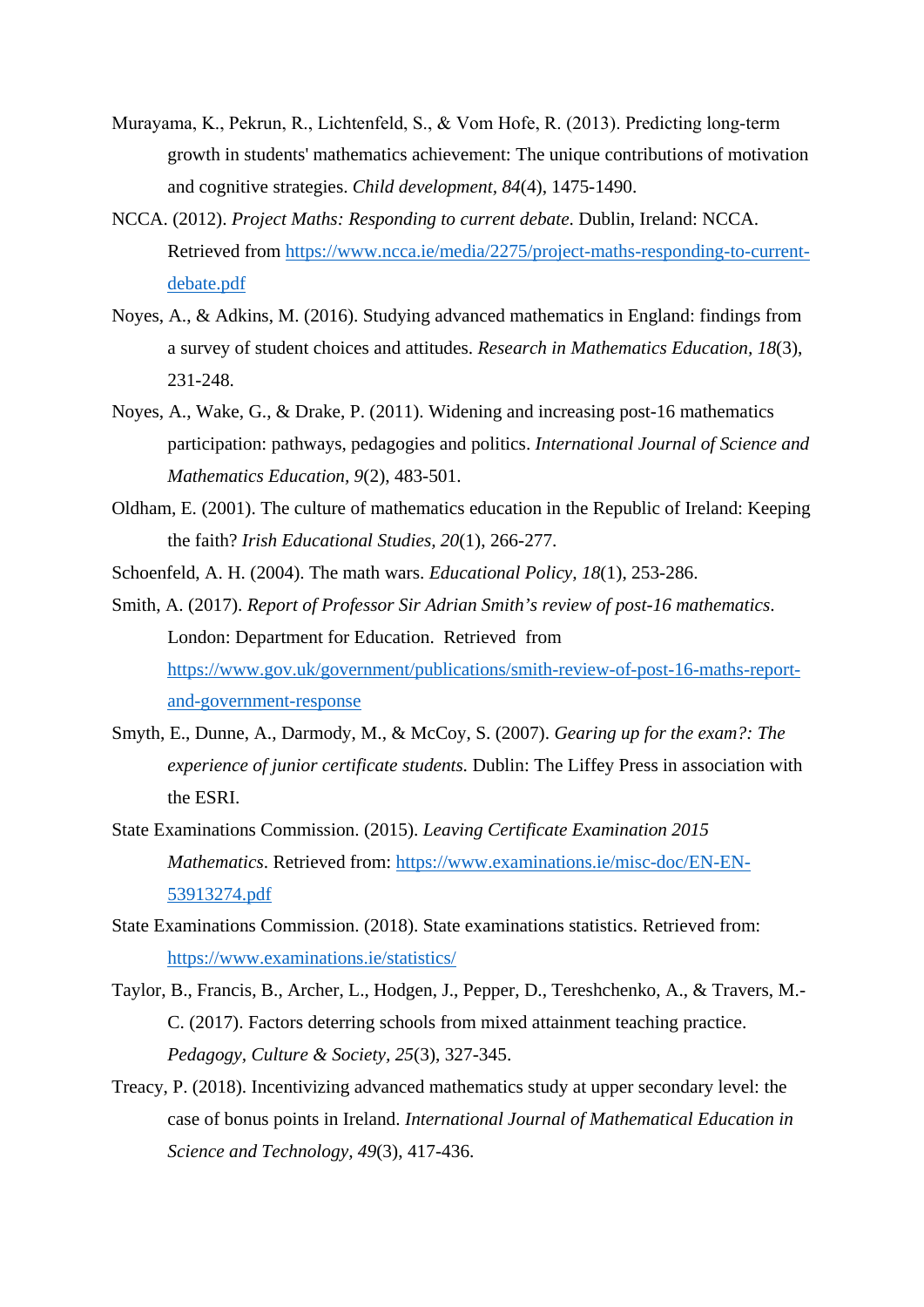Murayama, K., Pekrun, R., Lichtenfeld, S., & Vom Hofe, R. (2013). Predicting long-term growth in students' mathematics achievement: The unique contributions of motivation and cognitive strategies. *Child development, 84*(4), 1475-1490.

NCCA. (2012). *Project Maths: Responding to current debate*. Dublin, Ireland: NCCA. Retrieved from https://www.ncca.ie/media/2275/project-maths-responding-to-current-debate.pdf

Noyes, A., & Adkins, M. (2016). Studying advanced mathematics in England: findings from a survey of student choices and attitudes. *Research in Mathematics Education, 18*(3), 231-248.

Noyes, A., Wake, G., & Drake, P. (2011). Widening and increasing post-16 mathematics participation: pathways, pedagogies and politics. *International Journal of Science and Mathematics Education, 9*(2), 483-501.

Oldham, E. (2001). The culture of mathematics education in the Republic of Ireland: Keeping the faith? *Irish Educational Studies, 20*(1), 266-277.

Schoenfeld, A. H. (2004). The math wars. *Educational Policy, 18*(1), 253-286.

Smith, A. (2017). *Report of Professor Sir Adrian Smith's review of post-16 mathematics*. London: Department for Education. Retrieved from https://www.gov.uk/government/publications/smith-review-of-post-16-maths-report-and-government-response

Smyth, E., Dunne, A., Darmody, M., & McCoy, S. (2007). *Gearing up for the exam?: The experience of junior certificate students.* Dublin: The Liffey Press in association with the ESRI.

State Examinations Commission. (2015). *Leaving Certificate Examination 2015 Mathematics*. Retrieved from: https://www.examinations.ie/misc-doc/EN-EN-53913274.pdf

State Examinations Commission. (2018). State examinations statistics. Retrieved from: https://www.examinations.ie/statistics/

Taylor, B., Francis, B., Archer, L., Hodgen, J., Pepper, D., Tereshchenko, A., & Travers, M.-C. (2017). Factors deterring schools from mixed attainment teaching practice. *Pedagogy, Culture & Society, 25*(3), 327-345.

Treacy, P. (2018). Incentivizing advanced mathematics study at upper secondary level: the case of bonus points in Ireland. *International Journal of Mathematical Education in Science and Technology, 49*(3), 417-436.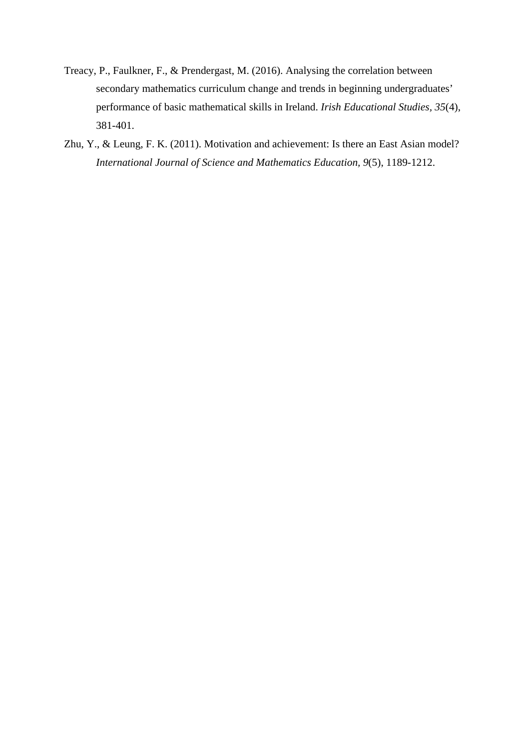Treacy, P., Faulkner, F., & Prendergast, M. (2016). Analysing the correlation between secondary mathematics curriculum change and trends in beginning undergraduates' performance of basic mathematical skills in Ireland. *Irish Educational Studies*, *35*(4), 381-401.

Zhu, Y., & Leung, F. K. (2011). Motivation and achievement: Is there an East Asian model? *International Journal of Science and Mathematics Education*, *9*(5), 1189-1212.